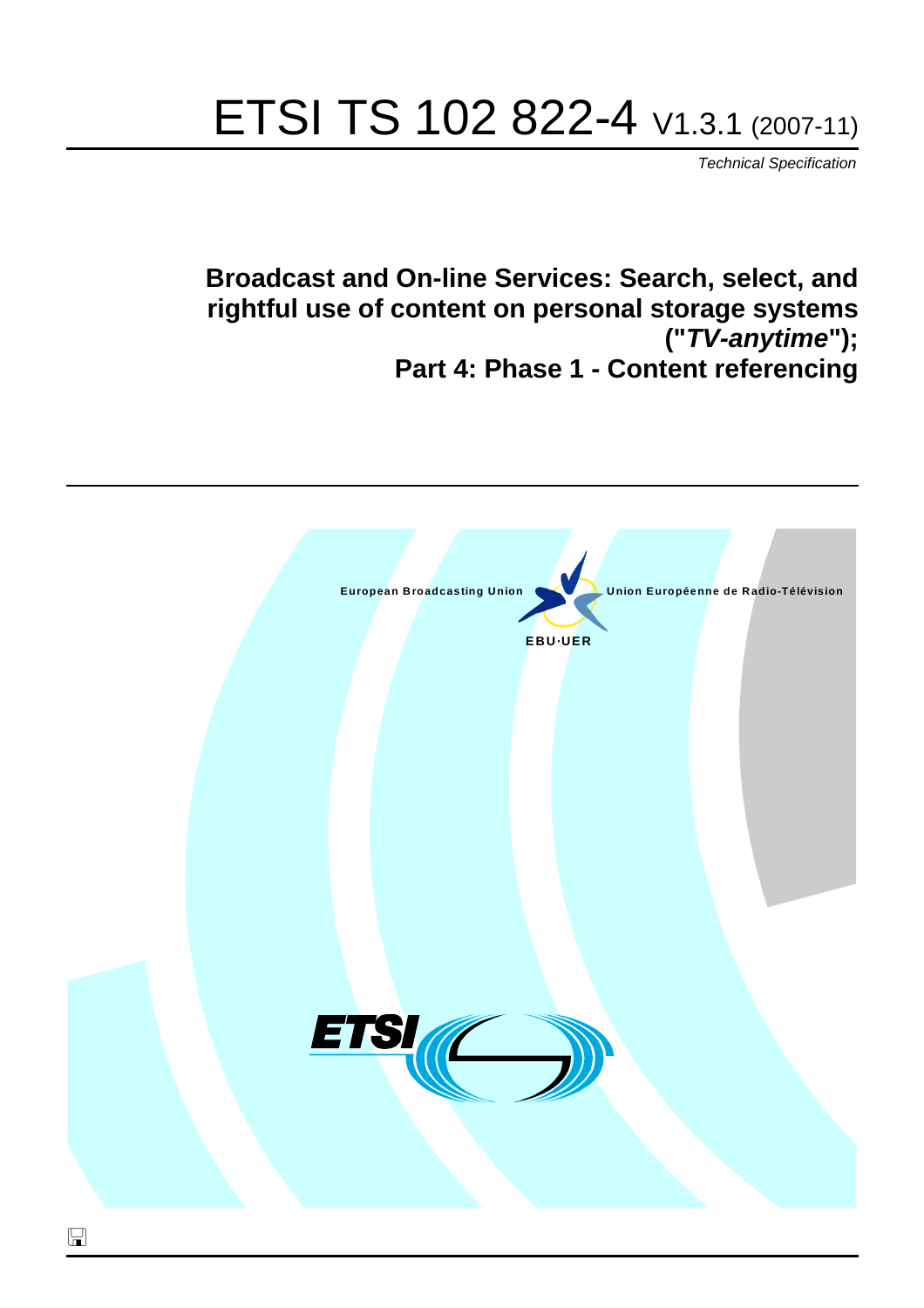# ETSI TS 102 822-4 V1.3.1 (2007-11)

*Technical Specification*

## Broadcast and On-line Services: Search, select, and rightful use of content on personal storage systems ("*TV-anytime*"); Part 4: Phase 1 - Content referencing

European Broadcasting Union

Union Européenne de Radio-Télévision

EBU·UER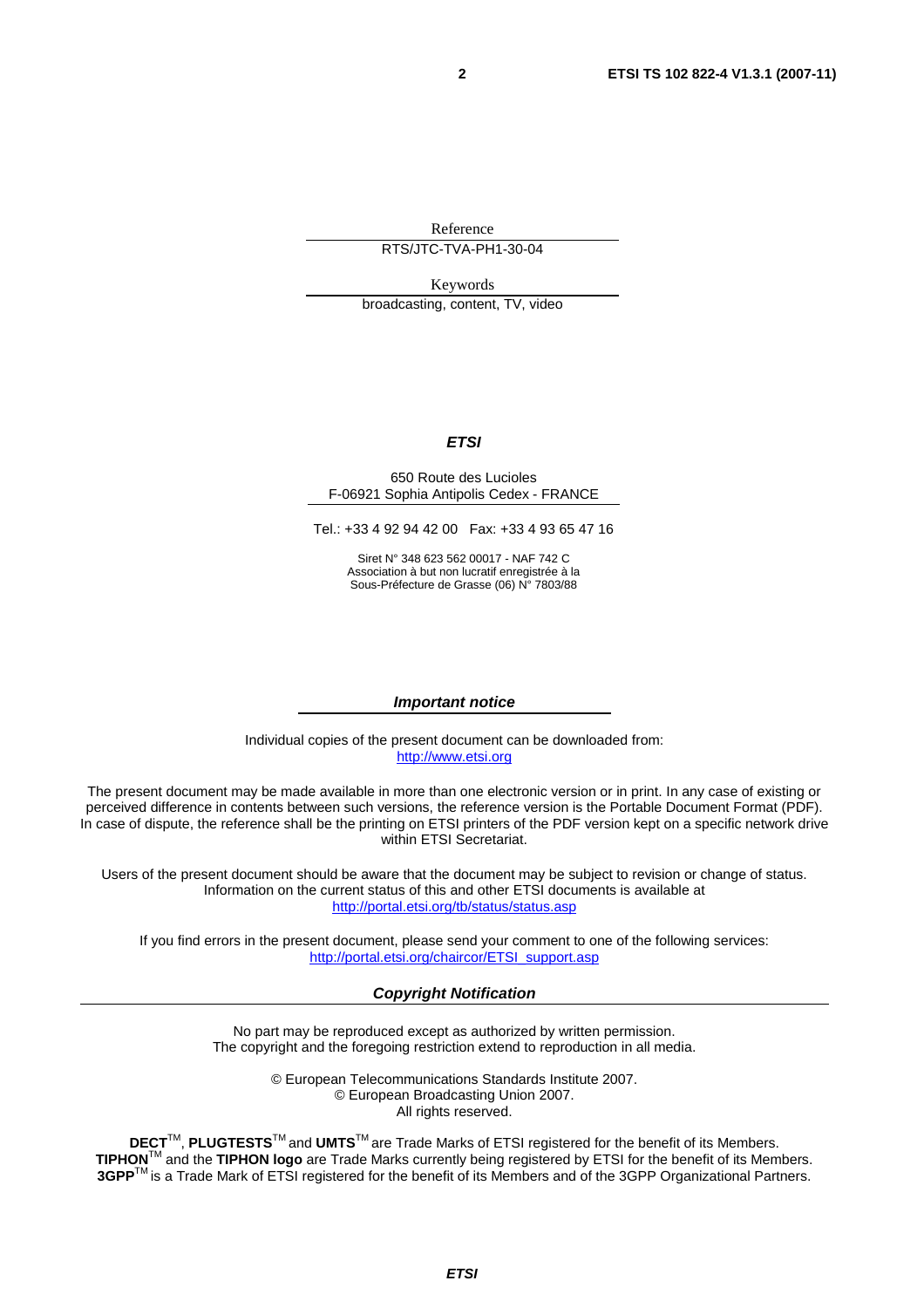Reference

RTS/JTC-TVA-PH1-30-04

Keywords

broadcasting, content, TV, video

***ETSI***

650 Route des Lucioles
F-06921 Sophia Antipolis Cedex - FRANCE

Tel.: +33 4 92 94 42 00 Fax: +33 4 93 65 47 16

Siret N° 348 623 562 00017 - NAF 742 C
Association à but non lucratif enregistrée à la
Sous-Préfecture de Grasse (06) N° 7803/88

***Important notice***

Individual copies of the present document can be downloaded from:
http://www.etsi.org

The present document may be made available in more than one electronic version or in print. In any case of existing or perceived difference in contents between such versions, the reference version is the Portable Document Format (PDF). In case of dispute, the reference shall be the printing on ETSI printers of the PDF version kept on a specific network drive within ETSI Secretariat.

Users of the present document should be aware that the document may be subject to revision or change of status. Information on the current status of this and other ETSI documents is available at
http://portal.etsi.org/tb/status/status.asp

If you find errors in the present document, please send your comment to one of the following services:
http://portal.etsi.org/chaircor/ETSI_support.asp

***Copyright Notification***

No part may be reproduced except as authorized by written permission.
The copyright and the foregoing restriction extend to reproduction in all media.

© European Telecommunications Standards Institute 2007.
© European Broadcasting Union 2007.
All rights reserved.

**DECT**™, **PLUGTESTS**™ and **UMTS**™ are Trade Marks of ETSI registered for the benefit of its Members.
**TIPHON**™ and the **TIPHON logo** are Trade Marks currently being registered by ETSI for the benefit of its Members.
**3GPP**™ is a Trade Mark of ETSI registered for the benefit of its Members and of the 3GPP Organizational Partners.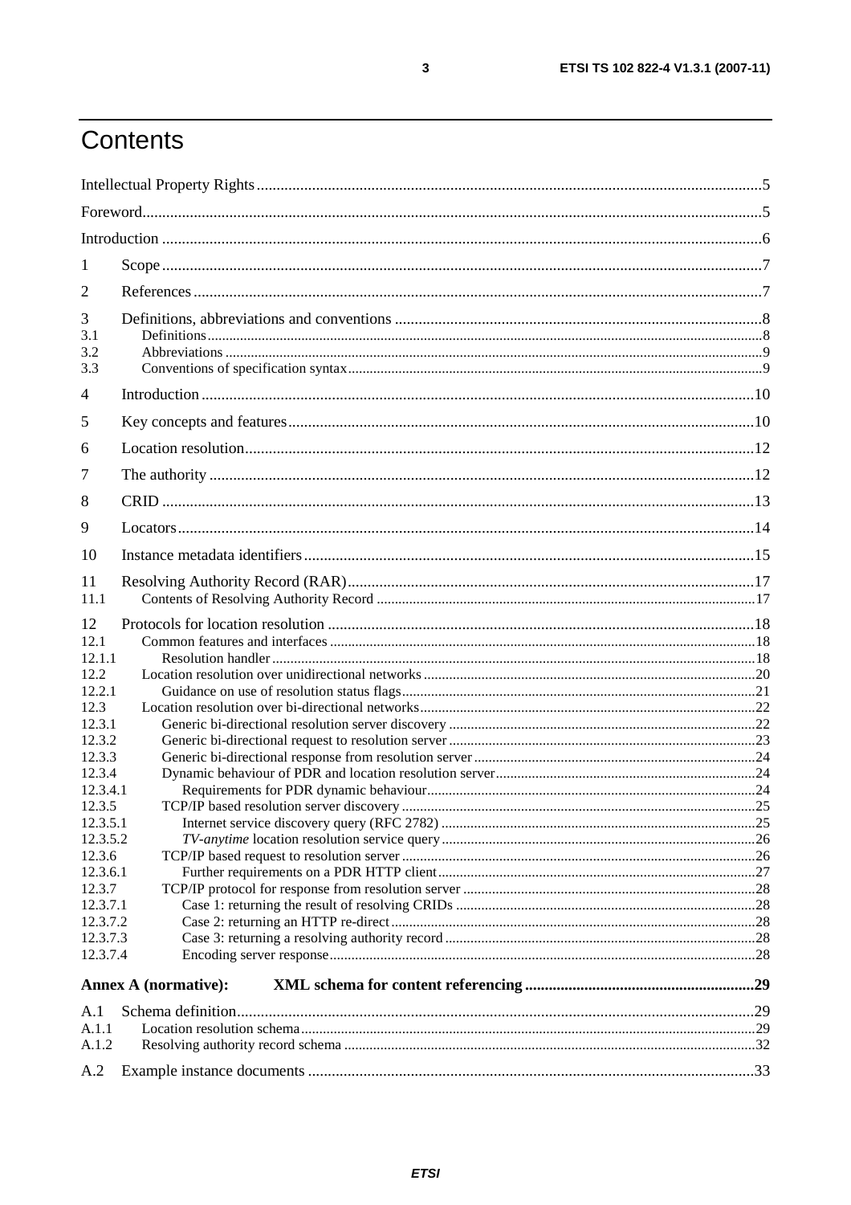# Contents

Intellectual Property Rights ....5
Foreword....5
Introduction ....6

1 Scope....7

2 References....7

3 Definitions, abbreviations and conventions ....8
3.1 Definitions....8
3.2 Abbreviations ....9
3.3 Conventions of specification syntax....9

4 Introduction....10

5 Key concepts and features....10

6 Location resolution....12

7 The authority ....12

8 CRID ....13

9 Locators....14

10 Instance metadata identifiers....15

11 Resolving Authority Record (RAR)....17
11.1 Contents of Resolving Authority Record ....17

12 Protocols for location resolution ....18
12.1 Common features and interfaces ....18
12.1.1 Resolution handler....18
12.2 Location resolution over unidirectional networks....20
12.2.1 Guidance on use of resolution status flags....21
12.3 Location resolution over bi-directional networks....22
12.3.1 Generic bi-directional resolution server discovery ....22
12.3.2 Generic bi-directional request to resolution server ....23
12.3.3 Generic bi-directional response from resolution server....24
12.3.4 Dynamic behaviour of PDR and location resolution server....24
12.3.4.1 Requirements for PDR dynamic behaviour....24
12.3.5 TCP/IP based resolution server discovery ....25
12.3.5.1 Internet service discovery query (RFC 2782) ....25
12.3.5.2 *TV-anytime* location resolution service query....26
12.3.6 TCP/IP based request to resolution server ....26
12.3.6.1 Further requirements on a PDR HTTP client....27
12.3.7 TCP/IP protocol for response from resolution server ....28
12.3.7.1 Case 1: returning the result of resolving CRIDs ....28
12.3.7.2 Case 2: returning an HTTP re-direct....28
12.3.7.3 Case 3: returning a resolving authority record ....28
12.3.7.4 Encoding server response....28

**Annex A (normative): XML schema for content referencing ....29**

A.1 Schema definition....29
A.1.1 Location resolution schema....29
A.1.2 Resolving authority record schema ....32

A.2 Example instance documents ....33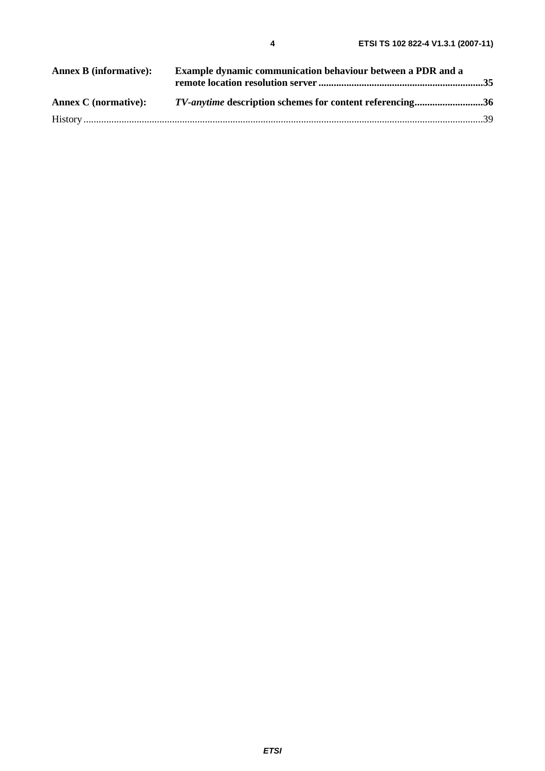**Annex B (informative): Example dynamic communication behaviour between a PDR and a remote location resolution server** .....35

**Annex C (normative): *TV-anytime* description schemes for content referencing** .....36

History .....39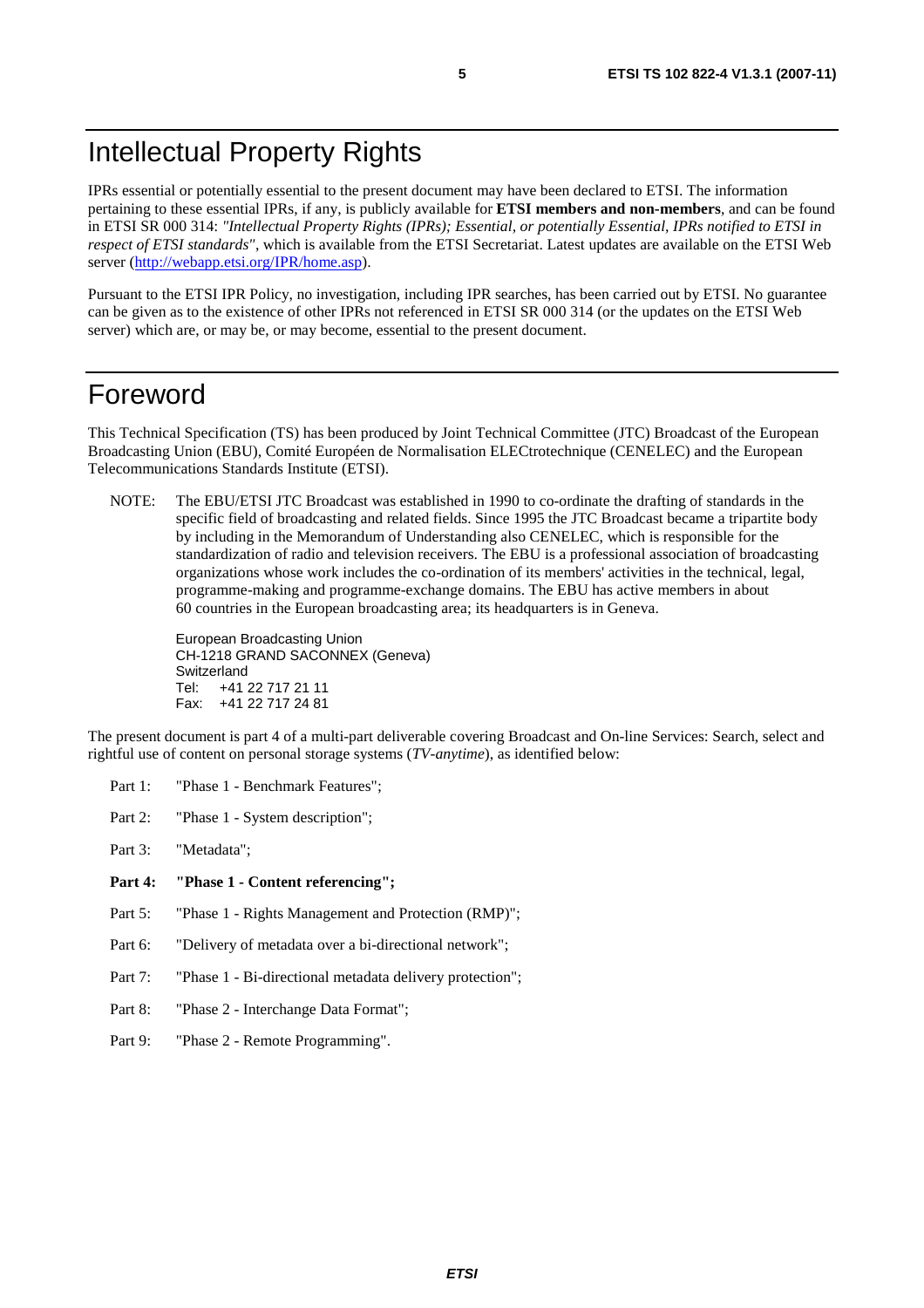# Intellectual Property Rights

IPRs essential or potentially essential to the present document may have been declared to ETSI. The information pertaining to these essential IPRs, if any, is publicly available for **ETSI members and non-members**, and can be found in ETSI SR 000 314: *"Intellectual Property Rights (IPRs); Essential, or potentially Essential, IPRs notified to ETSI in respect of ETSI standards"*, which is available from the ETSI Secretariat. Latest updates are available on the ETSI Web server (http://webapp.etsi.org/IPR/home.asp).

Pursuant to the ETSI IPR Policy, no investigation, including IPR searches, has been carried out by ETSI. No guarantee can be given as to the existence of other IPRs not referenced in ETSI SR 000 314 (or the updates on the ETSI Web server) which are, or may be, or may become, essential to the present document.

# Foreword

This Technical Specification (TS) has been produced by Joint Technical Committee (JTC) Broadcast of the European Broadcasting Union (EBU), Comité Européen de Normalisation ELECtrotechnique (CENELEC) and the European Telecommunications Standards Institute (ETSI).

NOTE: The EBU/ETSI JTC Broadcast was established in 1990 to co-ordinate the drafting of standards in the specific field of broadcasting and related fields. Since 1995 the JTC Broadcast became a tripartite body by including in the Memorandum of Understanding also CENELEC, which is responsible for the standardization of radio and television receivers. The EBU is a professional association of broadcasting organizations whose work includes the co-ordination of its members' activities in the technical, legal, programme-making and programme-exchange domains. The EBU has active members in about 60 countries in the European broadcasting area; its headquarters is in Geneva.

European Broadcasting Union
CH-1218 GRAND SACONNEX (Geneva)
Switzerland
Tel: +41 22 717 21 11
Fax: +41 22 717 24 81

The present document is part 4 of a multi-part deliverable covering Broadcast and On-line Services: Search, select and rightful use of content on personal storage systems (*TV-anytime*), as identified below:

Part 1: "Phase 1 - Benchmark Features";

Part 2: "Phase 1 - System description";

Part 3: "Metadata";

**Part 4: "Phase 1 - Content referencing";**

Part 5: "Phase 1 - Rights Management and Protection (RMP)";

Part 6: "Delivery of metadata over a bi-directional network";

Part 7: "Phase 1 - Bi-directional metadata delivery protection";

Part 8: "Phase 2 - Interchange Data Format";

Part 9: "Phase 2 - Remote Programming".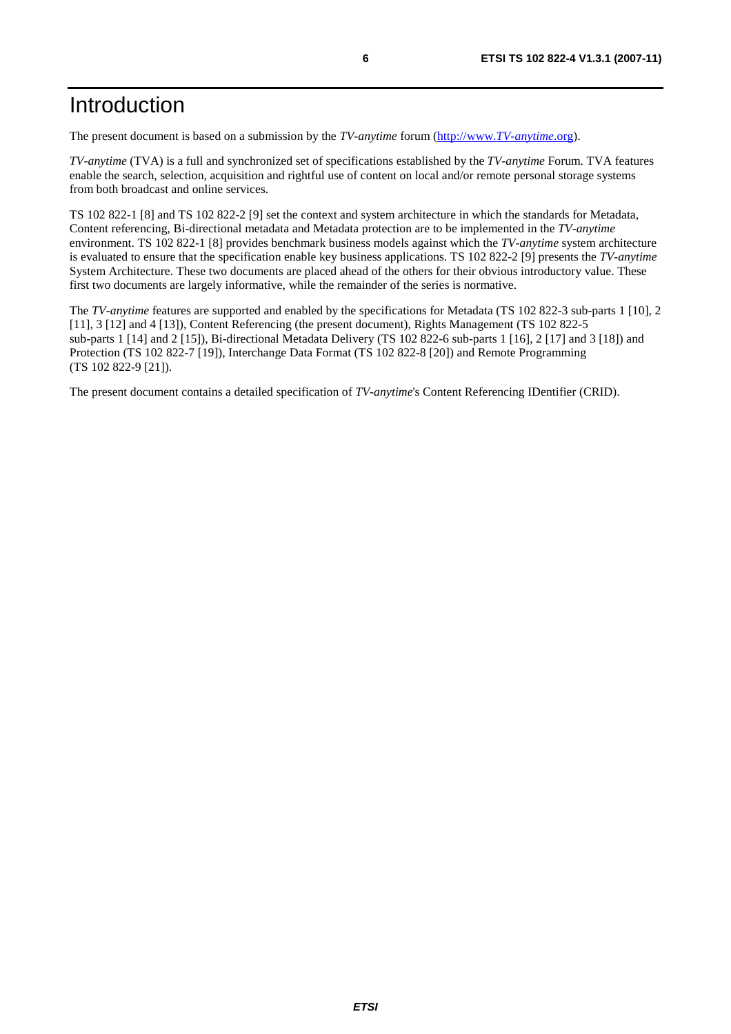# Introduction

The present document is based on a submission by the *TV-anytime* forum (http://www.*TV-anytime*.org).

*TV-anytime* (TVA) is a full and synchronized set of specifications established by the *TV-anytime* Forum. TVA features enable the search, selection, acquisition and rightful use of content on local and/or remote personal storage systems from both broadcast and online services.

TS 102 822-1 [8] and TS 102 822-2 [9] set the context and system architecture in which the standards for Metadata, Content referencing, Bi-directional metadata and Metadata protection are to be implemented in the *TV-anytime* environment. TS 102 822-1 [8] provides benchmark business models against which the *TV-anytime* system architecture is evaluated to ensure that the specification enable key business applications. TS 102 822-2 [9] presents the *TV-anytime* System Architecture. These two documents are placed ahead of the others for their obvious introductory value. These first two documents are largely informative, while the remainder of the series is normative.

The *TV-anytime* features are supported and enabled by the specifications for Metadata (TS 102 822-3 sub-parts 1 [10], 2 [11], 3 [12] and 4 [13]), Content Referencing (the present document), Rights Management (TS 102 822-5 sub-parts 1 [14] and 2 [15]), Bi-directional Metadata Delivery (TS 102 822-6 sub-parts 1 [16], 2 [17] and 3 [18]) and Protection (TS 102 822-7 [19]), Interchange Data Format (TS 102 822-8 [20]) and Remote Programming (TS 102 822-9 [21]).

The present document contains a detailed specification of *TV-anytime*'s Content Referencing IDentifier (CRID).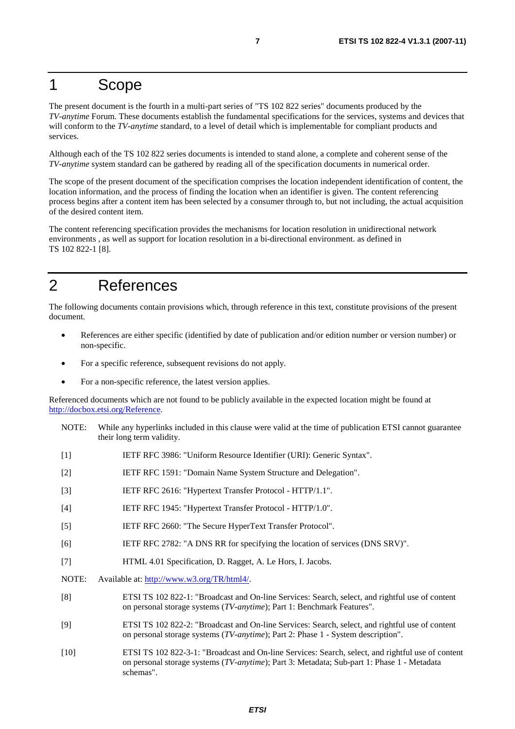# 1 Scope

The present document is the fourth in a multi-part series of "TS 102 822 series" documents produced by the *TV-anytime* Forum. These documents establish the fundamental specifications for the services, systems and devices that will conform to the *TV-anytime* standard, to a level of detail which is implementable for compliant products and services.

Although each of the TS 102 822 series documents is intended to stand alone, a complete and coherent sense of the *TV-anytime* system standard can be gathered by reading all of the specification documents in numerical order.

The scope of the present document of the specification comprises the location independent identification of content, the location information, and the process of finding the location when an identifier is given. The content referencing process begins after a content item has been selected by a consumer through to, but not including, the actual acquisition of the desired content item.

The content referencing specification provides the mechanisms for location resolution in unidirectional network environments , as well as support for location resolution in a bi-directional environment. as defined in TS 102 822-1 [8].

# 2 References

The following documents contain provisions which, through reference in this text, constitute provisions of the present document.

- References are either specific (identified by date of publication and/or edition number or version number) or non-specific.
- For a specific reference, subsequent revisions do not apply.
- For a non-specific reference, the latest version applies.

Referenced documents which are not found to be publicly available in the expected location might be found at http://docbox.etsi.org/Reference.

NOTE: While any hyperlinks included in this clause were valid at the time of publication ETSI cannot guarantee their long term validity.

[1] IETF RFC 3986: "Uniform Resource Identifier (URI): Generic Syntax".

[2] IETF RFC 1591: "Domain Name System Structure and Delegation".

[3] IETF RFC 2616: "Hypertext Transfer Protocol - HTTP/1.1".

[4] IETF RFC 1945: "Hypertext Transfer Protocol - HTTP/1.0".

[5] IETF RFC 2660: "The Secure HyperText Transfer Protocol".

[6] IETF RFC 2782: "A DNS RR for specifying the location of services (DNS SRV)".

[7] HTML 4.01 Specification, D. Ragget, A. Le Hors, I. Jacobs.

NOTE: Available at: http://www.w3.org/TR/html4/.

[8] ETSI TS 102 822-1: "Broadcast and On-line Services: Search, select, and rightful use of content on personal storage systems (*TV-anytime*); Part 1: Benchmark Features".

[9] ETSI TS 102 822-2: "Broadcast and On-line Services: Search, select, and rightful use of content on personal storage systems (*TV-anytime*); Part 2: Phase 1 - System description".

[10] ETSI TS 102 822-3-1: "Broadcast and On-line Services: Search, select, and rightful use of content on personal storage systems (*TV-anytime*); Part 3: Metadata; Sub-part 1: Phase 1 - Metadata schemas".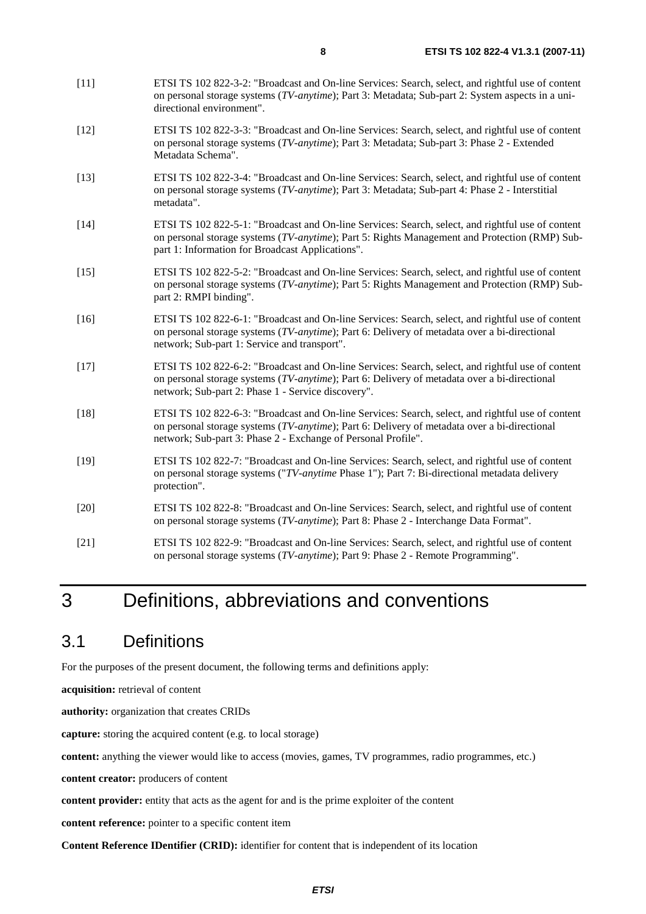[11] ETSI TS 102 822-3-2: "Broadcast and On-line Services: Search, select, and rightful use of content on personal storage systems (*TV-anytime*); Part 3: Metadata; Sub-part 2: System aspects in a uni-directional environment".

[12] ETSI TS 102 822-3-3: "Broadcast and On-line Services: Search, select, and rightful use of content on personal storage systems (*TV-anytime*); Part 3: Metadata; Sub-part 3: Phase 2 - Extended Metadata Schema".

[13] ETSI TS 102 822-3-4: "Broadcast and On-line Services: Search, select, and rightful use of content on personal storage systems (*TV-anytime*); Part 3: Metadata; Sub-part 4: Phase 2 - Interstitial metadata".

[14] ETSI TS 102 822-5-1: "Broadcast and On-line Services: Search, select, and rightful use of content on personal storage systems (*TV-anytime*); Part 5: Rights Management and Protection (RMP) Sub-part 1: Information for Broadcast Applications".

[15] ETSI TS 102 822-5-2: "Broadcast and On-line Services: Search, select, and rightful use of content on personal storage systems (*TV-anytime*); Part 5: Rights Management and Protection (RMP) Sub-part 2: RMPI binding".

[16] ETSI TS 102 822-6-1: "Broadcast and On-line Services: Search, select, and rightful use of content on personal storage systems (*TV-anytime*); Part 6: Delivery of metadata over a bi-directional network; Sub-part 1: Service and transport".

[17] ETSI TS 102 822-6-2: "Broadcast and On-line Services: Search, select, and rightful use of content on personal storage systems (*TV-anytime*); Part 6: Delivery of metadata over a bi-directional network; Sub-part 2: Phase 1 - Service discovery".

[18] ETSI TS 102 822-6-3: "Broadcast and On-line Services: Search, select, and rightful use of content on personal storage systems (*TV-anytime*); Part 6: Delivery of metadata over a bi-directional network; Sub-part 3: Phase 2 - Exchange of Personal Profile".

[19] ETSI TS 102 822-7: "Broadcast and On-line Services: Search, select, and rightful use of content on personal storage systems ("*TV-anytime* Phase 1"); Part 7: Bi-directional metadata delivery protection".

[20] ETSI TS 102 822-8: "Broadcast and On-line Services: Search, select, and rightful use of content on personal storage systems (*TV-anytime*); Part 8: Phase 2 - Interchange Data Format".

[21] ETSI TS 102 822-9: "Broadcast and On-line Services: Search, select, and rightful use of content on personal storage systems (*TV-anytime*); Part 9: Phase 2 - Remote Programming".

# 3 Definitions, abbreviations and conventions

## 3.1 Definitions

For the purposes of the present document, the following terms and definitions apply:

**acquisition:** retrieval of content

**authority:** organization that creates CRIDs

**capture:** storing the acquired content (e.g. to local storage)

**content:** anything the viewer would like to access (movies, games, TV programmes, radio programmes, etc.)

**content creator:** producers of content

**content provider:** entity that acts as the agent for and is the prime exploiter of the content

**content reference:** pointer to a specific content item

**Content Reference IDentifier (CRID):** identifier for content that is independent of its location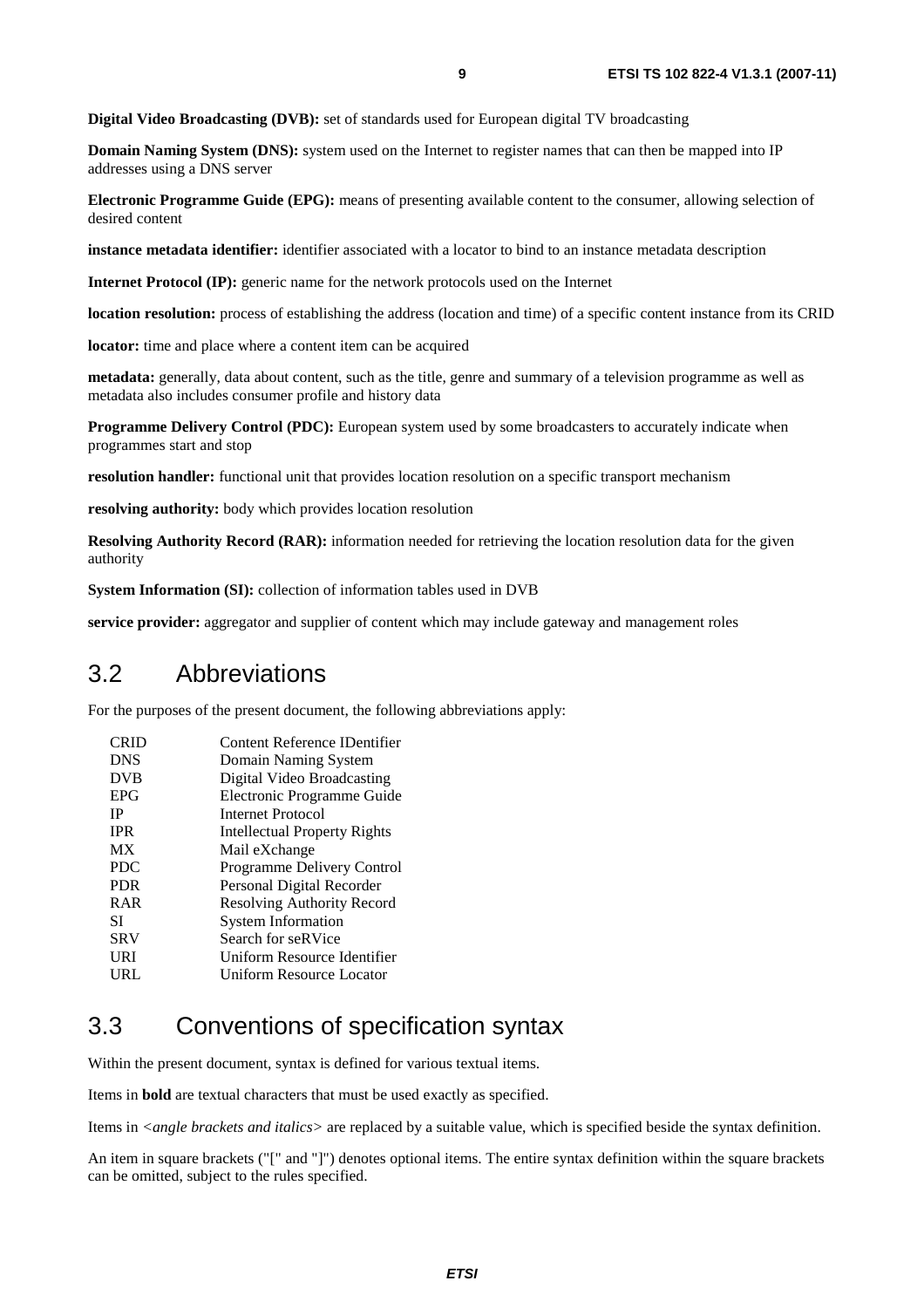**Digital Video Broadcasting (DVB):** set of standards used for European digital TV broadcasting

**Domain Naming System (DNS):** system used on the Internet to register names that can then be mapped into IP addresses using a DNS server

**Electronic Programme Guide (EPG):** means of presenting available content to the consumer, allowing selection of desired content

**instance metadata identifier:** identifier associated with a locator to bind to an instance metadata description

**Internet Protocol (IP):** generic name for the network protocols used on the Internet

**location resolution:** process of establishing the address (location and time) of a specific content instance from its CRID

**locator:** time and place where a content item can be acquired

**metadata:** generally, data about content, such as the title, genre and summary of a television programme as well as metadata also includes consumer profile and history data

**Programme Delivery Control (PDC):** European system used by some broadcasters to accurately indicate when programmes start and stop

**resolution handler:** functional unit that provides location resolution on a specific transport mechanism

**resolving authority:** body which provides location resolution

**Resolving Authority Record (RAR):** information needed for retrieving the location resolution data for the given authority

**System Information (SI):** collection of information tables used in DVB

**service provider:** aggregator and supplier of content which may include gateway and management roles

## 3.2 Abbreviations

For the purposes of the present document, the following abbreviations apply:

| | |
|---|---|
| CRID | Content Reference IDentifier |
| DNS | Domain Naming System |
| DVB | Digital Video Broadcasting |
| EPG | Electronic Programme Guide |
| IP | Internet Protocol |
| IPR | Intellectual Property Rights |
| MX | Mail eXchange |
| PDC | Programme Delivery Control |
| PDR | Personal Digital Recorder |
| RAR | Resolving Authority Record |
| SI | System Information |
| SRV | Search for seRVice |
| URI | Uniform Resource Identifier |
| URL | Uniform Resource Locator |

## 3.3 Conventions of specification syntax

Within the present document, syntax is defined for various textual items.

Items in **bold** are textual characters that must be used exactly as specified.

Items in *<angle brackets and italics>* are replaced by a suitable value, which is specified beside the syntax definition.

An item in square brackets ("[" and "]") denotes optional items. The entire syntax definition within the square brackets can be omitted, subject to the rules specified.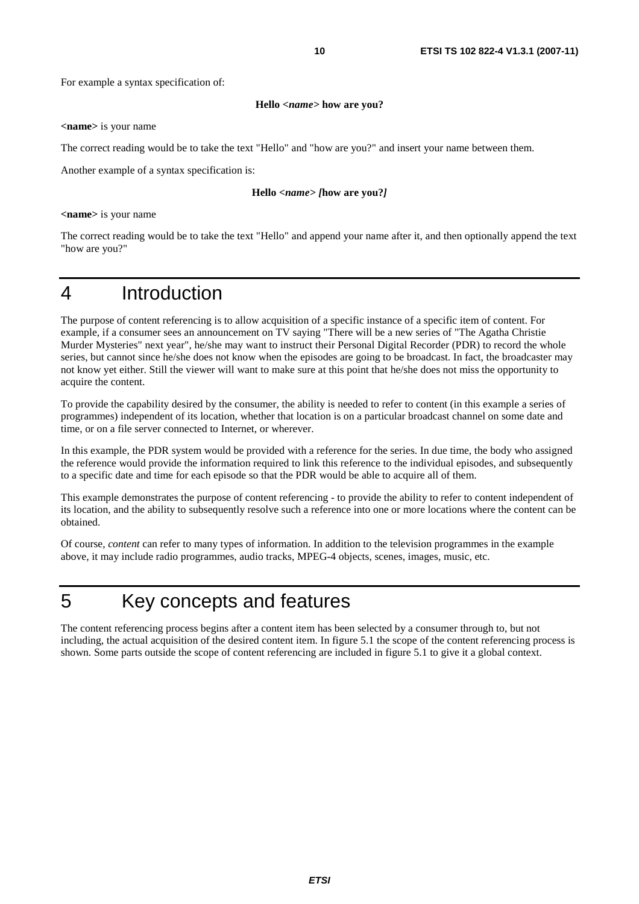For example a syntax specification of:

**Hello <*name*> how are you?**

**<name>** is your name

The correct reading would be to take the text "Hello" and "how are you?" and insert your name between them.

Another example of a syntax specification is:

**Hello <*name*> *[*how are you?*]***

**<name>** is your name

The correct reading would be to take the text "Hello" and append your name after it, and then optionally append the text "how are you?"

# 4 Introduction

The purpose of content referencing is to allow acquisition of a specific instance of a specific item of content. For example, if a consumer sees an announcement on TV saying "There will be a new series of "The Agatha Christie Murder Mysteries" next year", he/she may want to instruct their Personal Digital Recorder (PDR) to record the whole series, but cannot since he/she does not know when the episodes are going to be broadcast. In fact, the broadcaster may not know yet either. Still the viewer will want to make sure at this point that he/she does not miss the opportunity to acquire the content.

To provide the capability desired by the consumer, the ability is needed to refer to content (in this example a series of programmes) independent of its location, whether that location is on a particular broadcast channel on some date and time, or on a file server connected to Internet, or wherever.

In this example, the PDR system would be provided with a reference for the series. In due time, the body who assigned the reference would provide the information required to link this reference to the individual episodes, and subsequently to a specific date and time for each episode so that the PDR would be able to acquire all of them.

This example demonstrates the purpose of content referencing - to provide the ability to refer to content independent of its location, and the ability to subsequently resolve such a reference into one or more locations where the content can be obtained.

Of course, *content* can refer to many types of information. In addition to the television programmes in the example above, it may include radio programmes, audio tracks, MPEG-4 objects, scenes, images, music, etc.

# 5 Key concepts and features

The content referencing process begins after a content item has been selected by a consumer through to, but not including, the actual acquisition of the desired content item. In figure 5.1 the scope of the content referencing process is shown. Some parts outside the scope of content referencing are included in figure 5.1 to give it a global context.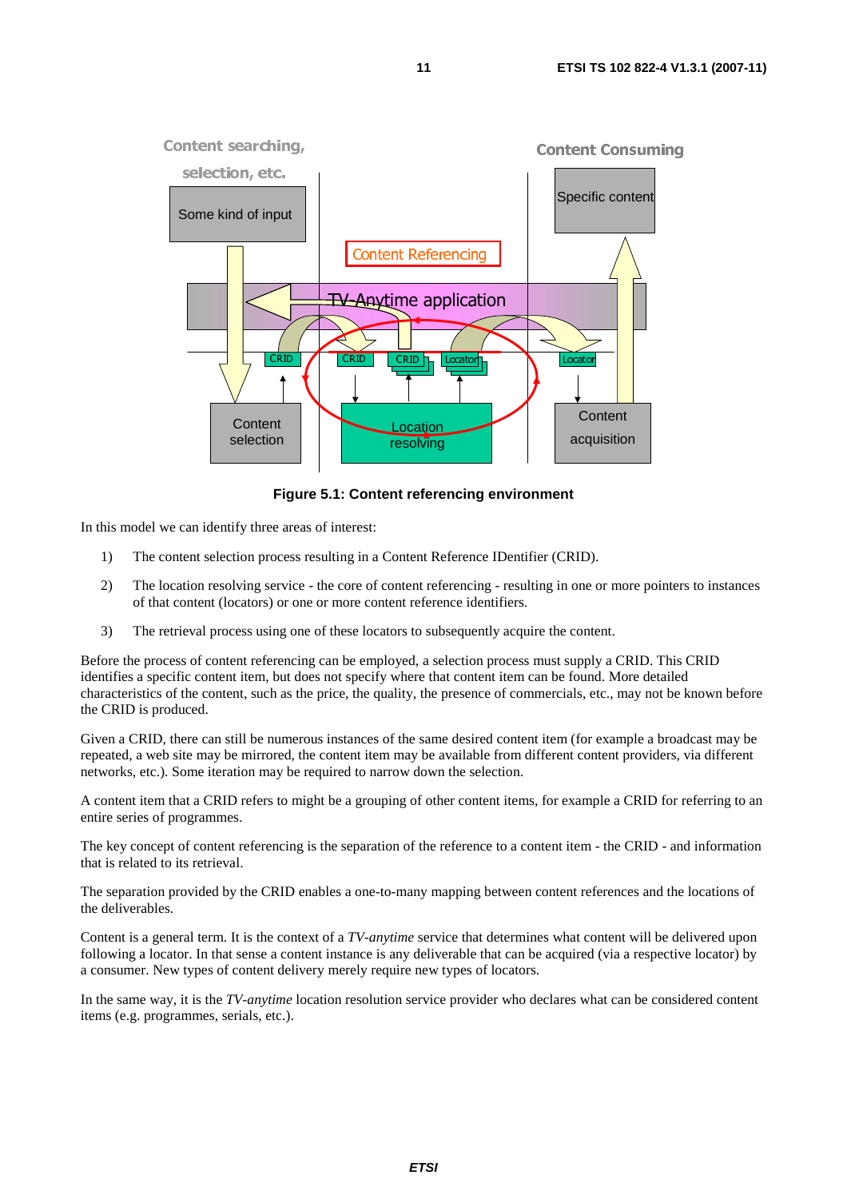**Figure 5.1: Content referencing environment**

In this model we can identify three areas of interest:

1) The content selection process resulting in a Content Reference IDentifier (CRID).

2) The location resolving service - the core of content referencing - resulting in one or more pointers to instances of that content (locators) or one or more content reference identifiers.

3) The retrieval process using one of these locators to subsequently acquire the content.

Before the process of content referencing can be employed, a selection process must supply a CRID. This CRID identifies a specific content item, but does not specify where that content item can be found. More detailed characteristics of the content, such as the price, the quality, the presence of commercials, etc., may not be known before the CRID is produced.

Given a CRID, there can still be numerous instances of the same desired content item (for example a broadcast may be repeated, a web site may be mirrored, the content item may be available from different content providers, via different networks, etc.). Some iteration may be required to narrow down the selection.

A content item that a CRID refers to might be a grouping of other content items, for example a CRID for referring to an entire series of programmes.

The key concept of content referencing is the separation of the reference to a content item - the CRID - and information that is related to its retrieval.

The separation provided by the CRID enables a one-to-many mapping between content references and the locations of the deliverables.

Content is a general term. It is the context of a *TV-anytime* service that determines what content will be delivered upon following a locator. In that sense a content instance is any deliverable that can be acquired (via a respective locator) by a consumer. New types of content delivery merely require new types of locators.

In the same way, it is the *TV-anytime* location resolution service provider who declares what can be considered content items (e.g. programmes, serials, etc.).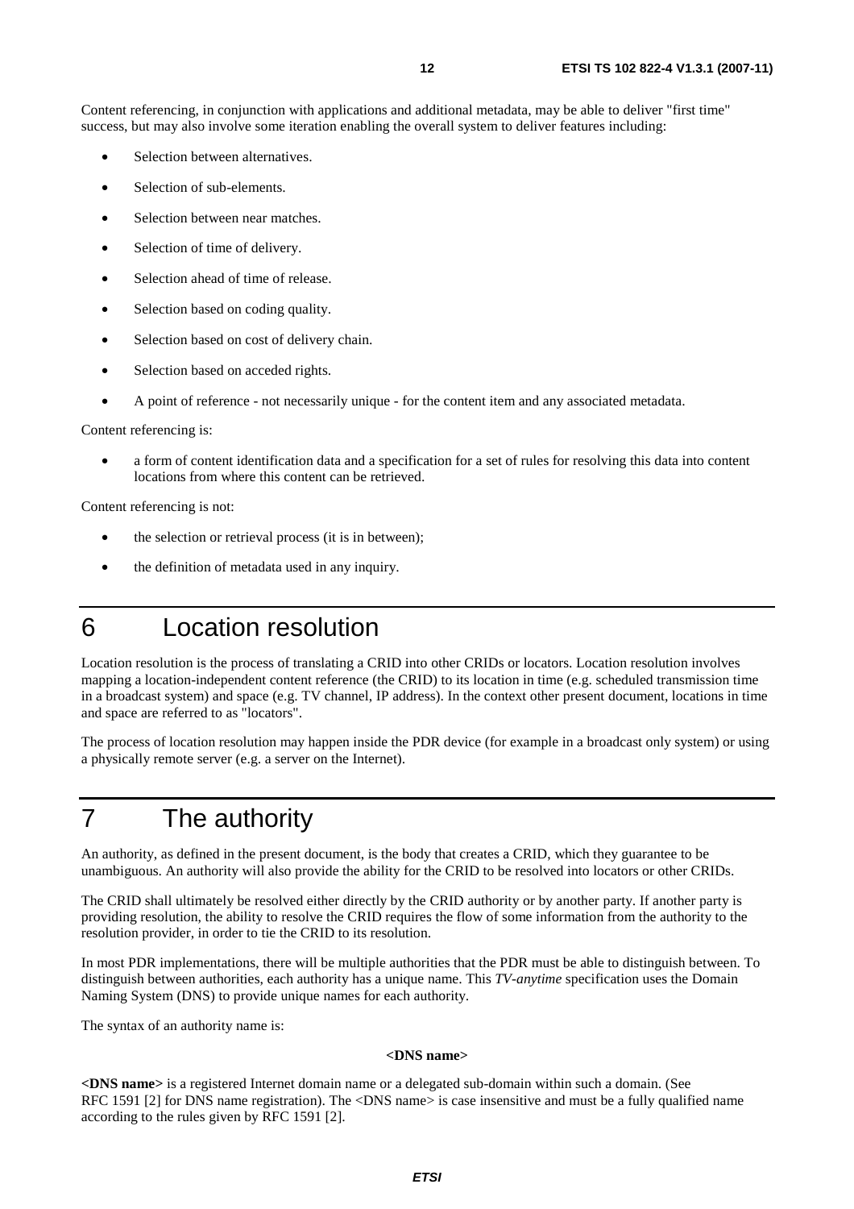Content referencing, in conjunction with applications and additional metadata, may be able to deliver "first time" success, but may also involve some iteration enabling the overall system to deliver features including:

- Selection between alternatives.
- Selection of sub-elements.
- Selection between near matches.
- Selection of time of delivery.
- Selection ahead of time of release.
- Selection based on coding quality.
- Selection based on cost of delivery chain.
- Selection based on acceded rights.
- A point of reference - not necessarily unique - for the content item and any associated metadata.

Content referencing is:

- a form of content identification data and a specification for a set of rules for resolving this data into content locations from where this content can be retrieved.

Content referencing is not:

- the selection or retrieval process (it is in between);
- the definition of metadata used in any inquiry.

# 6 Location resolution

Location resolution is the process of translating a CRID into other CRIDs or locators. Location resolution involves mapping a location-independent content reference (the CRID) to its location in time (e.g. scheduled transmission time in a broadcast system) and space (e.g. TV channel, IP address). In the context other present document, locations in time and space are referred to as "locators".

The process of location resolution may happen inside the PDR device (for example in a broadcast only system) or using a physically remote server (e.g. a server on the Internet).

# 7 The authority

An authority, as defined in the present document, is the body that creates a CRID, which they guarantee to be unambiguous. An authority will also provide the ability for the CRID to be resolved into locators or other CRIDs.

The CRID shall ultimately be resolved either directly by the CRID authority or by another party. If another party is providing resolution, the ability to resolve the CRID requires the flow of some information from the authority to the resolution provider, in order to tie the CRID to its resolution.

In most PDR implementations, there will be multiple authorities that the PDR must be able to distinguish between. To distinguish between authorities, each authority has a unique name. This *TV-anytime* specification uses the Domain Naming System (DNS) to provide unique names for each authority.

The syntax of an authority name is:

**<DNS name>**

**<DNS name>** is a registered Internet domain name or a delegated sub-domain within such a domain. (See RFC 1591 [2] for DNS name registration). The <DNS name> is case insensitive and must be a fully qualified name according to the rules given by RFC 1591 [2].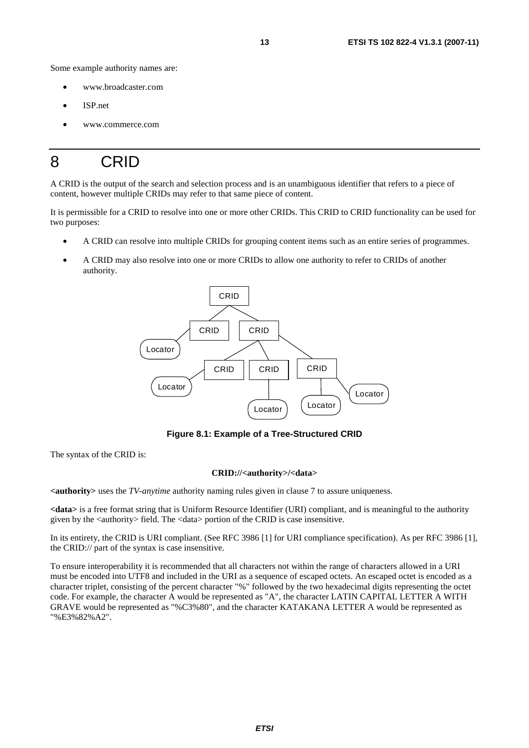Some example authority names are:

- www.broadcaster.com
- ISP.net
- www.commerce.com

# 8 CRID

A CRID is the output of the search and selection process and is an unambiguous identifier that refers to a piece of content, however multiple CRIDs may refer to that same piece of content.

It is permissible for a CRID to resolve into one or more other CRIDs. This CRID to CRID functionality can be used for two purposes:

- A CRID can resolve into multiple CRIDs for grouping content items such as an entire series of programmes.
- A CRID may also resolve into one or more CRIDs to allow one authority to refer to CRIDs of another authority.

**Figure 8.1: Example of a Tree-Structured CRID**

The syntax of the CRID is:

**CRID://<authority>/<data>**

**<authority>** uses the *TV-anytime* authority naming rules given in clause 7 to assure uniqueness.

**<data>** is a free format string that is Uniform Resource Identifier (URI) compliant, and is meaningful to the authority given by the <authority> field. The <data> portion of the CRID is case insensitive.

In its entirety, the CRID is URI compliant. (See RFC 3986 [1] for URI compliance specification). As per RFC 3986 [1], the CRID:// part of the syntax is case insensitive.

To ensure interoperability it is recommended that all characters not within the range of characters allowed in a URI must be encoded into UTF8 and included in the URI as a sequence of escaped octets. An escaped octet is encoded as a character triplet, consisting of the percent character "%" followed by the two hexadecimal digits representing the octet code. For example, the character A would be represented as "A", the character LATIN CAPITAL LETTER A WITH GRAVE would be represented as "%C3%80", and the character KATAKANA LETTER A would be represented as "%E3%82%A2".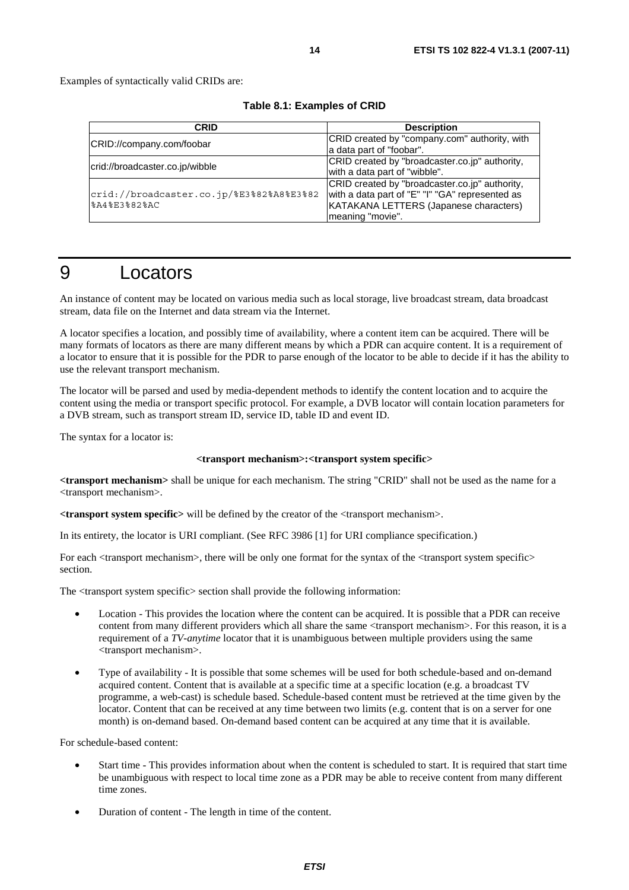Examples of syntactically valid CRIDs are:

**Table 8.1: Examples of CRID**

| CRID | Description |
| --- | --- |
| CRID://company.com/foobar | CRID created by "company.com" authority, with a data part of "foobar". |
| crid://broadcaster.co.jp/wibble | CRID created by "broadcaster.co.jp" authority, with a data part of "wibble". |
| crid://broadcaster.co.jp/%E3%82%A8%E3%82%A4%E3%82%AC | CRID created by "broadcaster.co.jp" authority, with a data part of "E" "I" "GA" represented as KATAKANA LETTERS (Japanese characters) meaning "movie". |

# 9 Locators

An instance of content may be located on various media such as local storage, live broadcast stream, data broadcast stream, data file on the Internet and data stream via the Internet.

A locator specifies a location, and possibly time of availability, where a content item can be acquired. There will be many formats of locators as there are many different means by which a PDR can acquire content. It is a requirement of a locator to ensure that it is possible for the PDR to parse enough of the locator to be able to decide if it has the ability to use the relevant transport mechanism.

The locator will be parsed and used by media-dependent methods to identify the content location and to acquire the content using the media or transport specific protocol. For example, a DVB locator will contain location parameters for a DVB stream, such as transport stream ID, service ID, table ID and event ID.

The syntax for a locator is:

**<transport mechanism>:<transport system specific>**

**<transport mechanism>** shall be unique for each mechanism. The string "CRID" shall not be used as the name for a <transport mechanism>.

**<transport system specific>** will be defined by the creator of the <transport mechanism>.

In its entirety, the locator is URI compliant. (See RFC 3986 [1] for URI compliance specification.)

For each <transport mechanism>, there will be only one format for the syntax of the <transport system specific> section.

The <transport system specific> section shall provide the following information:

- Location - This provides the location where the content can be acquired. It is possible that a PDR can receive content from many different providers which all share the same <transport mechanism>. For this reason, it is a requirement of a *TV-anytime* locator that it is unambiguous between multiple providers using the same <transport mechanism>.
- Type of availability - It is possible that some schemes will be used for both schedule-based and on-demand acquired content. Content that is available at a specific time at a specific location (e.g. a broadcast TV programme, a web-cast) is schedule based. Schedule-based content must be retrieved at the time given by the locator. Content that can be received at any time between two limits (e.g. content that is on a server for one month) is on-demand based. On-demand based content can be acquired at any time that it is available.

For schedule-based content:

- Start time - This provides information about when the content is scheduled to start. It is required that start time be unambiguous with respect to local time zone as a PDR may be able to receive content from many different time zones.
- Duration of content - The length in time of the content.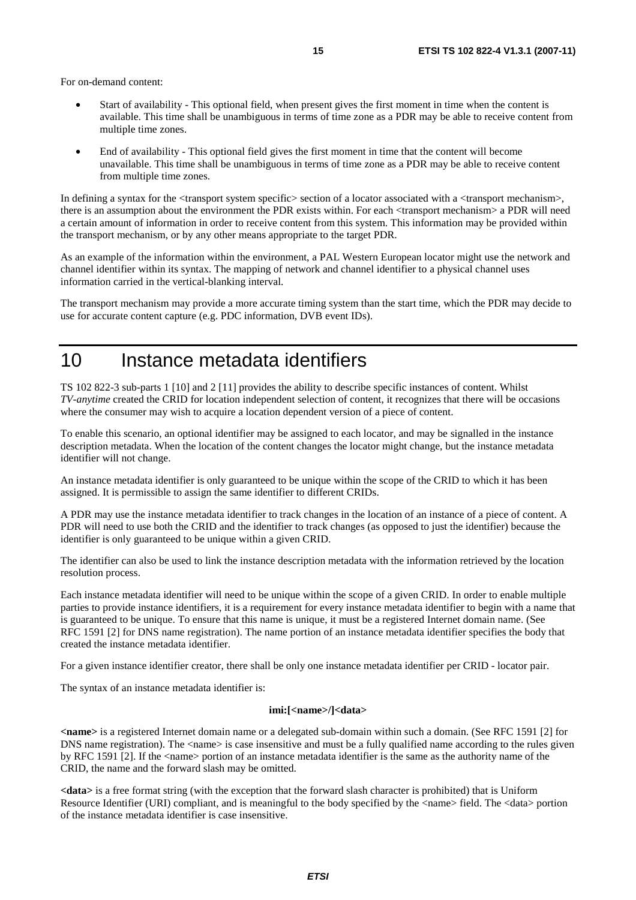For on-demand content:

- Start of availability - This optional field, when present gives the first moment in time when the content is available. This time shall be unambiguous in terms of time zone as a PDR may be able to receive content from multiple time zones.
- End of availability - This optional field gives the first moment in time that the content will become unavailable. This time shall be unambiguous in terms of time zone as a PDR may be able to receive content from multiple time zones.

In defining a syntax for the <transport system specific> section of a locator associated with a <transport mechanism>, there is an assumption about the environment the PDR exists within. For each <transport mechanism> a PDR will need a certain amount of information in order to receive content from this system. This information may be provided within the transport mechanism, or by any other means appropriate to the target PDR.

As an example of the information within the environment, a PAL Western European locator might use the network and channel identifier within its syntax. The mapping of network and channel identifier to a physical channel uses information carried in the vertical-blanking interval.

The transport mechanism may provide a more accurate timing system than the start time, which the PDR may decide to use for accurate content capture (e.g. PDC information, DVB event IDs).

# 10 Instance metadata identifiers

TS 102 822-3 sub-parts 1 [10] and 2 [11] provides the ability to describe specific instances of content. Whilst *TV-anytime* created the CRID for location independent selection of content, it recognizes that there will be occasions where the consumer may wish to acquire a location dependent version of a piece of content.

To enable this scenario, an optional identifier may be assigned to each locator, and may be signalled in the instance description metadata. When the location of the content changes the locator might change, but the instance metadata identifier will not change.

An instance metadata identifier is only guaranteed to be unique within the scope of the CRID to which it has been assigned. It is permissible to assign the same identifier to different CRIDs.

A PDR may use the instance metadata identifier to track changes in the location of an instance of a piece of content. A PDR will need to use both the CRID and the identifier to track changes (as opposed to just the identifier) because the identifier is only guaranteed to be unique within a given CRID.

The identifier can also be used to link the instance description metadata with the information retrieved by the location resolution process.

Each instance metadata identifier will need to be unique within the scope of a given CRID. In order to enable multiple parties to provide instance identifiers, it is a requirement for every instance metadata identifier to begin with a name that is guaranteed to be unique. To ensure that this name is unique, it must be a registered Internet domain name. (See RFC 1591 [2] for DNS name registration). The name portion of an instance metadata identifier specifies the body that created the instance metadata identifier.

For a given instance identifier creator, there shall be only one instance metadata identifier per CRID - locator pair.

The syntax of an instance metadata identifier is:

**imi:[<name>/]<data>**

**<name>** is a registered Internet domain name or a delegated sub-domain within such a domain. (See RFC 1591 [2] for DNS name registration). The <name> is case insensitive and must be a fully qualified name according to the rules given by RFC 1591 [2]. If the <name> portion of an instance metadata identifier is the same as the authority name of the CRID, the name and the forward slash may be omitted.

**<data>** is a free format string (with the exception that the forward slash character is prohibited) that is Uniform Resource Identifier (URI) compliant, and is meaningful to the body specified by the <name> field. The <data> portion of the instance metadata identifier is case insensitive.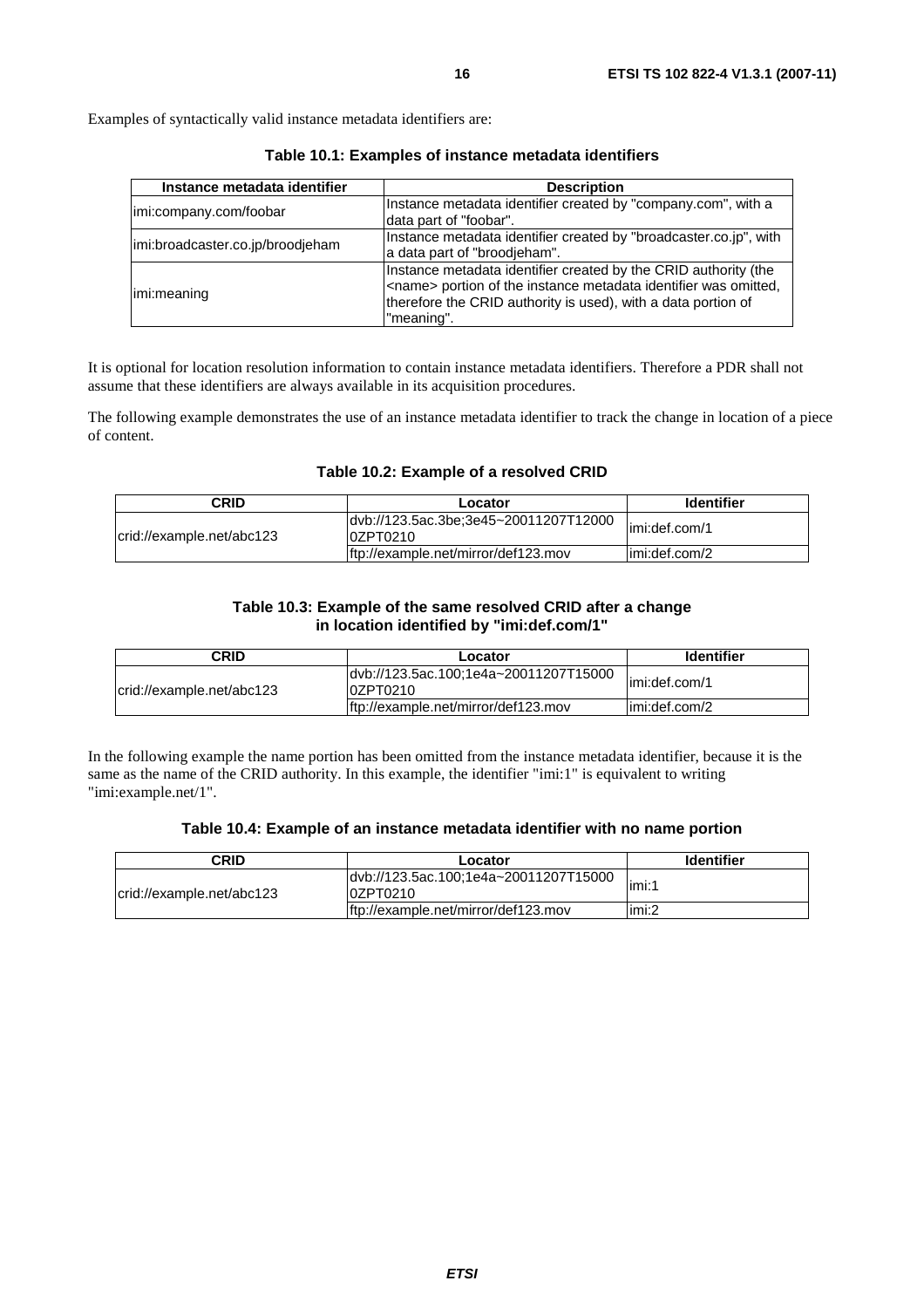Examples of syntactically valid instance metadata identifiers are:

**Table 10.1: Examples of instance metadata identifiers**

| Instance metadata identifier | Description |
|---|---|
| imi:company.com/foobar | Instance metadata identifier created by "company.com", with a data part of "foobar". |
| imi:broadcaster.co.jp/broodjeham | Instance metadata identifier created by "broadcaster.co.jp", with a data part of "broodjeham". |
| imi:meaning | Instance metadata identifier created by the CRID authority (the <name> portion of the instance metadata identifier was omitted, therefore the CRID authority is used), with a data portion of "meaning". |

It is optional for location resolution information to contain instance metadata identifiers. Therefore a PDR shall not assume that these identifiers are always available in its acquisition procedures.

The following example demonstrates the use of an instance metadata identifier to track the change in location of a piece of content.

**Table 10.2: Example of a resolved CRID**

| CRID | Locator | Identifier |
|---|---|---|
| crid://example.net/abc123 | dvb://123.5ac.3be;3e45~20011207T120000ZPT0210 | imi:def.com/1 |
| | ftp://example.net/mirror/def123.mov | imi:def.com/2 |

**Table 10.3: Example of the same resolved CRID after a change in location identified by "imi:def.com/1"**

| CRID | Locator | Identifier |
|---|---|---|
| crid://example.net/abc123 | dvb://123.5ac.100;1e4a~20011207T150000ZPT0210 | imi:def.com/1 |
| | ftp://example.net/mirror/def123.mov | imi:def.com/2 |

In the following example the name portion has been omitted from the instance metadata identifier, because it is the same as the name of the CRID authority. In this example, the identifier "imi:1" is equivalent to writing "imi:example.net/1".

**Table 10.4: Example of an instance metadata identifier with no name portion**

| CRID | Locator | Identifier |
|---|---|---|
| crid://example.net/abc123 | dvb://123.5ac.100;1e4a~20011207T150000ZPT0210 | imi:1 |
| | ftp://example.net/mirror/def123.mov | imi:2 |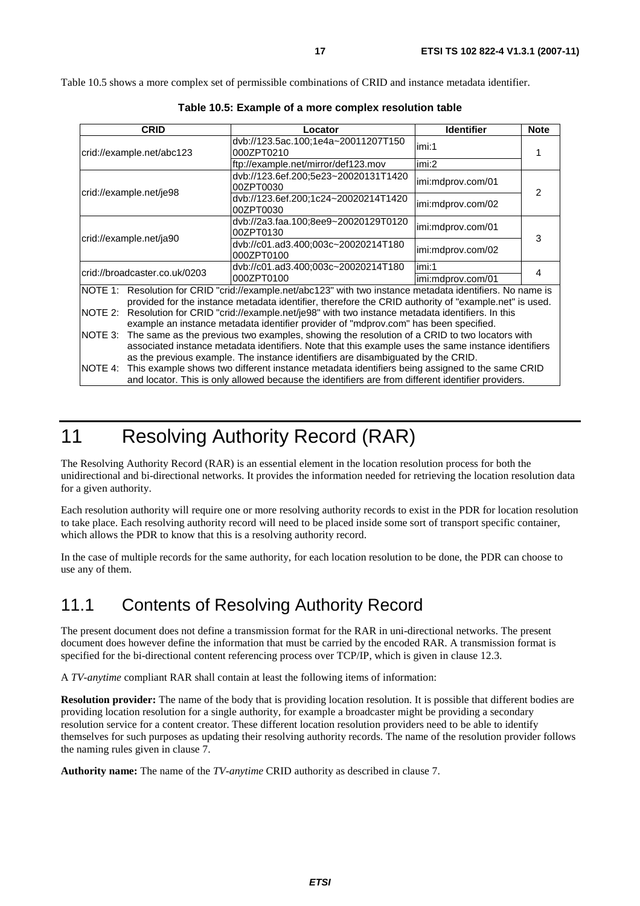Table 10.5 shows a more complex set of permissible combinations of CRID and instance metadata identifier.

**Table 10.5: Example of a more complex resolution table**

| CRID | Locator | Identifier | Note |
| --- | --- | --- | --- |
| crid://example.net/abc123 | dvb://123.5ac.100;1e4a~20011207T150000ZPT0210 | imi:1 | 1 |
| | ftp://example.net/mirror/def123.mov | imi:2 | |
| crid://example.net/je98 | dvb://123.6ef.200;5e23~20020131T142000ZPT0030 | imi:mdprov.com/01 | 2 |
| | dvb://123.6ef.200;1c24~20020214T142000ZPT0030 | imi:mdprov.com/02 | |
| crid://example.net/ja90 | dvb://2a3.faa.100;8ee9~20020129T012000ZPT0130 | imi:mdprov.com/01 | 3 |
| | dvb://c01.ad3.400;003c~20020214T180000ZPT0100 | imi:mdprov.com/02 | |
| crid://broadcaster.co.uk/0203 | dvb://c01.ad3.400;003c~20020214T180000ZPT0100 | imi:1 | 4 |
| | | imi:mdprov.com/01 | |

NOTE 1: Resolution for CRID "crid://example.net/abc123" with two instance metadata identifiers. No name is provided for the instance metadata identifier, therefore the CRID authority of "example.net" is used.

NOTE 2: Resolution for CRID "crid://example.net/je98" with two instance metadata identifiers. In this example an instance metadata identifier provider of "mdprov.com" has been specified.

NOTE 3: The same as the previous two examples, showing the resolution of a CRID to two locators with associated instance metadata identifiers. Note that this example uses the same instance identifiers as the previous example. The instance identifiers are disambiguated by the CRID.

NOTE 4: This example shows two different instance metadata identifiers being assigned to the same CRID and locator. This is only allowed because the identifiers are from different identifier providers.

# 11 Resolving Authority Record (RAR)

The Resolving Authority Record (RAR) is an essential element in the location resolution process for both the unidirectional and bi-directional networks. It provides the information needed for retrieving the location resolution data for a given authority.

Each resolution authority will require one or more resolving authority records to exist in the PDR for location resolution to take place. Each resolving authority record will need to be placed inside some sort of transport specific container, which allows the PDR to know that this is a resolving authority record.

In the case of multiple records for the same authority, for each location resolution to be done, the PDR can choose to use any of them.

## 11.1 Contents of Resolving Authority Record

The present document does not define a transmission format for the RAR in uni-directional networks. The present document does however define the information that must be carried by the encoded RAR. A transmission format is specified for the bi-directional content referencing process over TCP/IP, which is given in clause 12.3.

A *TV-anytime* compliant RAR shall contain at least the following items of information:

**Resolution provider:** The name of the body that is providing location resolution. It is possible that different bodies are providing location resolution for a single authority, for example a broadcaster might be providing a secondary resolution service for a content creator. These different location resolution providers need to be able to identify themselves for such purposes as updating their resolving authority records. The name of the resolution provider follows the naming rules given in clause 7.

**Authority name:** The name of the *TV-anytime* CRID authority as described in clause 7.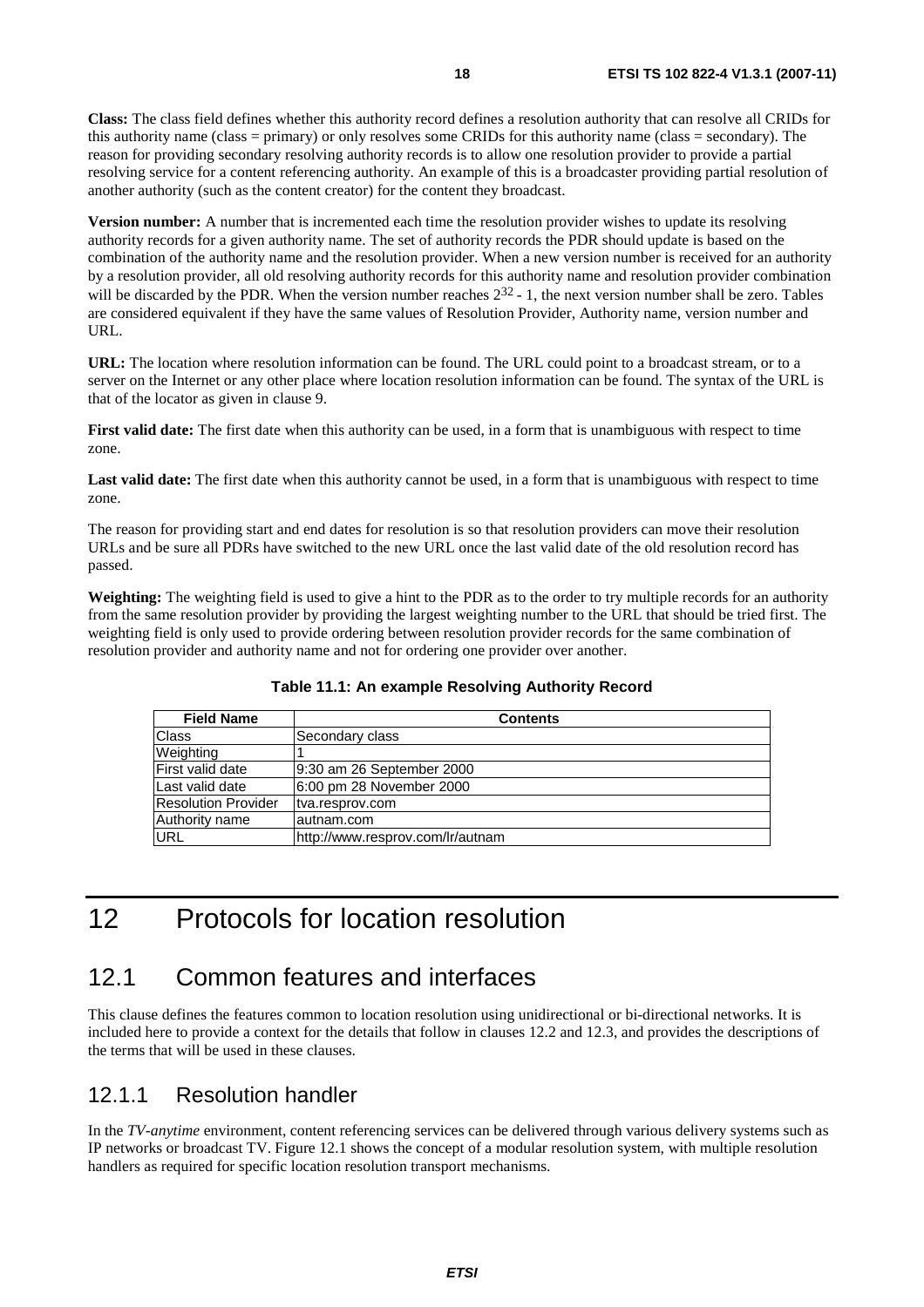**Class:** The class field defines whether this authority record defines a resolution authority that can resolve all CRIDs for this authority name (class = primary) or only resolves some CRIDs for this authority name (class = secondary). The reason for providing secondary resolving authority records is to allow one resolution provider to provide a partial resolving service for a content referencing authority. An example of this is a broadcaster providing partial resolution of another authority (such as the content creator) for the content they broadcast.

**Version number:** A number that is incremented each time the resolution provider wishes to update its resolving authority records for a given authority name. The set of authority records the PDR should update is based on the combination of the authority name and the resolution provider. When a new version number is received for an authority by a resolution provider, all old resolving authority records for this authority name and resolution provider combination will be discarded by the PDR. When the version number reaches $2^{32}$ - 1, the next version number shall be zero. Tables are considered equivalent if they have the same values of Resolution Provider, Authority name, version number and URL.

**URL:** The location where resolution information can be found. The URL could point to a broadcast stream, or to a server on the Internet or any other place where location resolution information can be found. The syntax of the URL is that of the locator as given in clause 9.

**First valid date:** The first date when this authority can be used, in a form that is unambiguous with respect to time zone.

**Last valid date:** The first date when this authority cannot be used, in a form that is unambiguous with respect to time zone.

The reason for providing start and end dates for resolution is so that resolution providers can move their resolution URLs and be sure all PDRs have switched to the new URL once the last valid date of the old resolution record has passed.

**Weighting:** The weighting field is used to give a hint to the PDR as to the order to try multiple records for an authority from the same resolution provider by providing the largest weighting number to the URL that should be tried first. The weighting field is only used to provide ordering between resolution provider records for the same combination of resolution provider and authority name and not for ordering one provider over another.

**Table 11.1: An example Resolving Authority Record**

| Field Name | Contents |
|---|---|
| Class | Secondary class |
| Weighting | 1 |
| First valid date | 9:30 am 26 September 2000 |
| Last valid date | 6:00 pm 28 November 2000 |
| Resolution Provider | tva.resprov.com |
| Authority name | autnam.com |
| URL | http://www.resprov.com/lr/autnam |

# 12 Protocols for location resolution

## 12.1 Common features and interfaces

This clause defines the features common to location resolution using unidirectional or bi-directional networks. It is included here to provide a context for the details that follow in clauses 12.2 and 12.3, and provides the descriptions of the terms that will be used in these clauses.

### 12.1.1 Resolution handler

In the *TV-anytime* environment, content referencing services can be delivered through various delivery systems such as IP networks or broadcast TV. Figure 12.1 shows the concept of a modular resolution system, with multiple resolution handlers as required for specific location resolution transport mechanisms.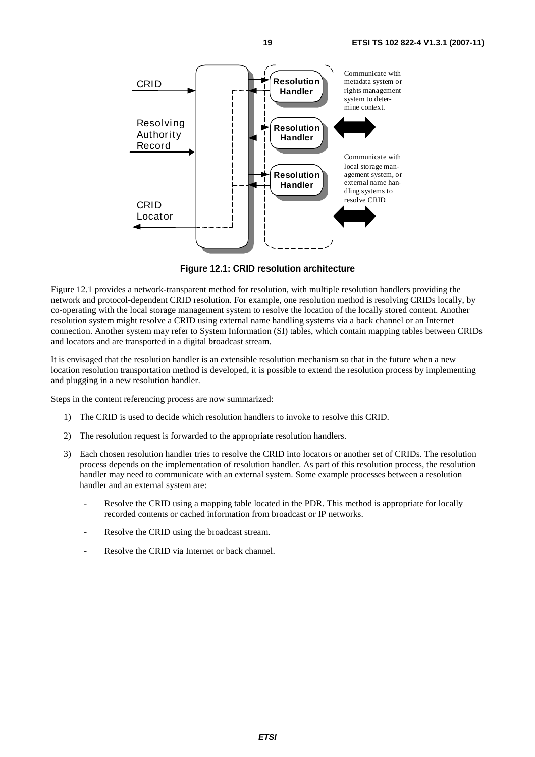**Figure 12.1: CRID resolution architecture**

Figure 12.1 provides a network-transparent method for resolution, with multiple resolution handlers providing the network and protocol-dependent CRID resolution. For example, one resolution method is resolving CRIDs locally, by co-operating with the local storage management system to resolve the location of the locally stored content. Another resolution system might resolve a CRID using external name handling systems via a back channel or an Internet connection. Another system may refer to System Information (SI) tables, which contain mapping tables between CRIDs and locators and are transported in a digital broadcast stream.

It is envisaged that the resolution handler is an extensible resolution mechanism so that in the future when a new location resolution transportation method is developed, it is possible to extend the resolution process by implementing and plugging in a new resolution handler.

Steps in the content referencing process are now summarized:

1) The CRID is used to decide which resolution handlers to invoke to resolve this CRID.

2) The resolution request is forwarded to the appropriate resolution handlers.

3) Each chosen resolution handler tries to resolve the CRID into locators or another set of CRIDs. The resolution process depends on the implementation of resolution handler. As part of this resolution process, the resolution handler may need to communicate with an external system. Some example processes between a resolution handler and an external system are:

   - Resolve the CRID using a mapping table located in the PDR. This method is appropriate for locally recorded contents or cached information from broadcast or IP networks.

   - Resolve the CRID using the broadcast stream.

   - Resolve the CRID via Internet or back channel.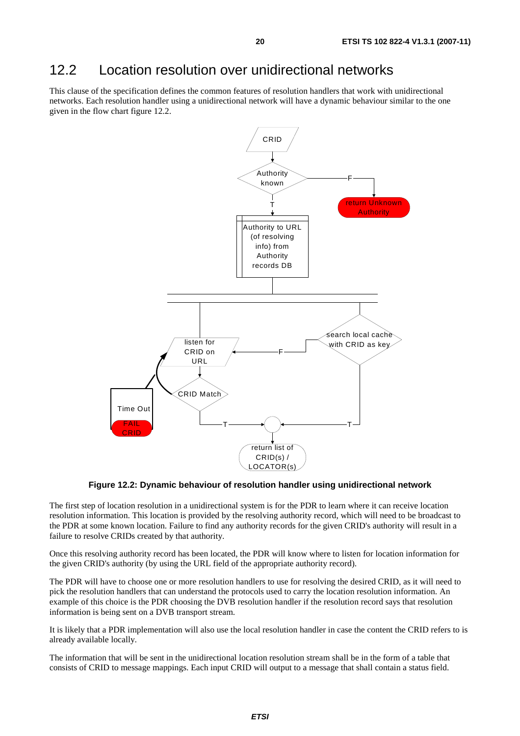## 12.2 Location resolution over unidirectional networks

This clause of the specification defines the common features of resolution handlers that work with unidirectional networks. Each resolution handler using a unidirectional network will have a dynamic behaviour similar to the one given in the flow chart figure 12.2.

**Figure 12.2: Dynamic behaviour of resolution handler using unidirectional network**

The first step of location resolution in a unidirectional system is for the PDR to learn where it can receive location resolution information. This location is provided by the resolving authority record, which will need to be broadcast to the PDR at some known location. Failure to find any authority records for the given CRID's authority will result in a failure to resolve CRIDs created by that authority.

Once this resolving authority record has been located, the PDR will know where to listen for location information for the given CRID's authority (by using the URL field of the appropriate authority record).

The PDR will have to choose one or more resolution handlers to use for resolving the desired CRID, as it will need to pick the resolution handlers that can understand the protocols used to carry the location resolution information. An example of this choice is the PDR choosing the DVB resolution handler if the resolution record says that resolution information is being sent on a DVB transport stream.

It is likely that a PDR implementation will also use the local resolution handler in case the content the CRID refers to is already available locally.

The information that will be sent in the unidirectional location resolution stream shall be in the form of a table that consists of CRID to message mappings. Each input CRID will output to a message that shall contain a status field.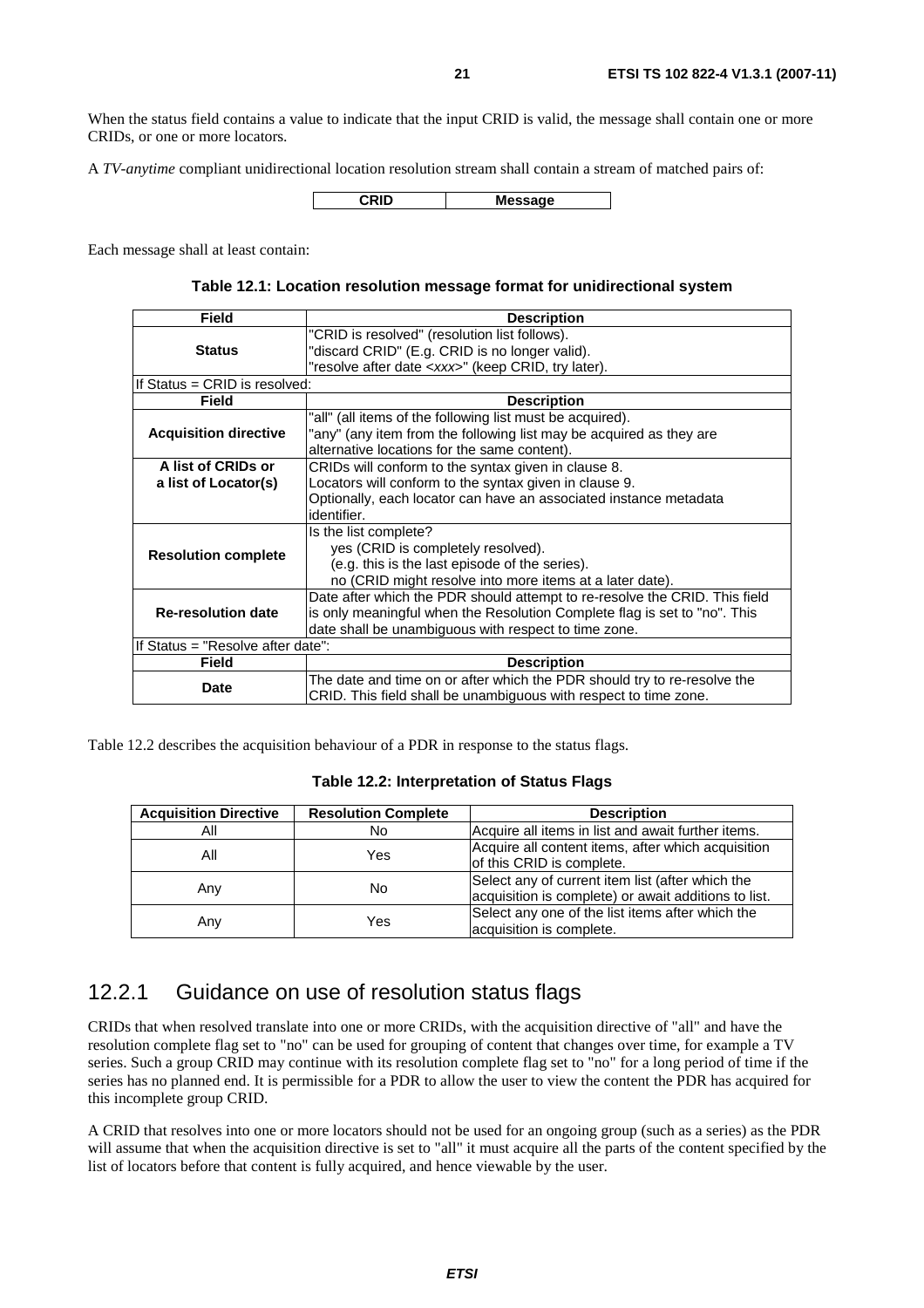When the status field contains a value to indicate that the input CRID is valid, the message shall contain one or more CRIDs, or one or more locators.

A *TV-anytime* compliant unidirectional location resolution stream shall contain a stream of matched pairs of:

| CRID | Message |
|---|---|

Each message shall at least contain:

**Table 12.1: Location resolution message format for unidirectional system**

| Field | Description |
|---|---|
| **Status** | "CRID is resolved" (resolution list follows).<br>"discard CRID" (E.g. CRID is no longer valid).<br>"resolve after date <*xxx*>" (keep CRID, try later). |
| If Status = CRID is resolved: | |
| **Field** | **Description** |
| **Acquisition directive** | "all" (all items of the following list must be acquired).<br>"any" (any item from the following list may be acquired as they are alternative locations for the same content). |
| **A list of CRIDs or a list of Locator(s)** | CRIDs will conform to the syntax given in clause 8.<br>Locators will conform to the syntax given in clause 9.<br>Optionally, each locator can have an associated instance metadata identifier. |
| **Resolution complete** | Is the list complete?<br>yes (CRID is completely resolved).<br>(e.g. this is the last episode of the series).<br>no (CRID might resolve into more items at a later date). |
| **Re-resolution date** | Date after which the PDR should attempt to re-resolve the CRID. This field is only meaningful when the Resolution Complete flag is set to "no". This date shall be unambiguous with respect to time zone. |
| If Status = "Resolve after date": | |
| **Field** | **Description** |
| **Date** | The date and time on or after which the PDR should try to re-resolve the CRID. This field shall be unambiguous with respect to time zone. |

Table 12.2 describes the acquisition behaviour of a PDR in response to the status flags.

**Table 12.2: Interpretation of Status Flags**

| Acquisition Directive | Resolution Complete | Description |
|---|---|---|
| All | No | Acquire all items in list and await further items. |
| All | Yes | Acquire all content items, after which acquisition of this CRID is complete. |
| Any | No | Select any of current item list (after which the acquisition is complete) or await additions to list. |
| Any | Yes | Select any one of the list items after which the acquisition is complete. |

### 12.2.1 Guidance on use of resolution status flags

CRIDs that when resolved translate into one or more CRIDs, with the acquisition directive of "all" and have the resolution complete flag set to "no" can be used for grouping of content that changes over time, for example a TV series. Such a group CRID may continue with its resolution complete flag set to "no" for a long period of time if the series has no planned end. It is permissible for a PDR to allow the user to view the content the PDR has acquired for this incomplete group CRID.

A CRID that resolves into one or more locators should not be used for an ongoing group (such as a series) as the PDR will assume that when the acquisition directive is set to "all" it must acquire all the parts of the content specified by the list of locators before that content is fully acquired, and hence viewable by the user.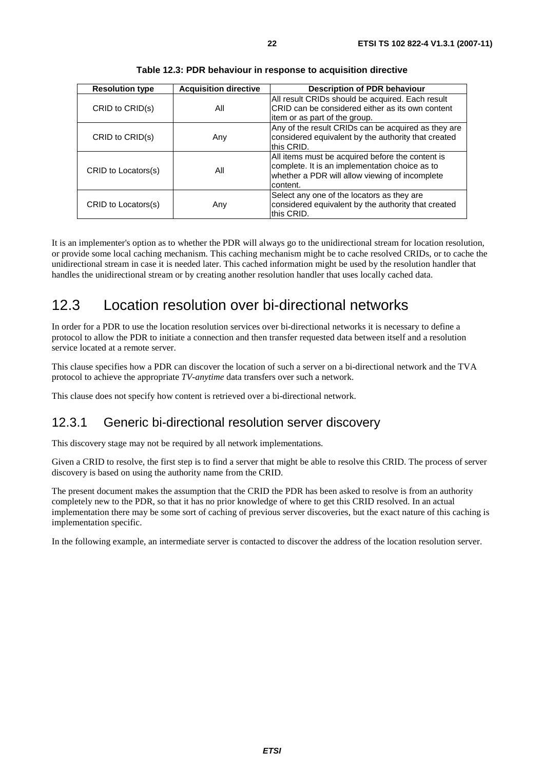**Table 12.3: PDR behaviour in response to acquisition directive**

| Resolution type | Acquisition directive | Description of PDR behaviour |
|---|---|---|
| CRID to CRID(s) | All | All result CRIDs should be acquired. Each result CRID can be considered either as its own content item or as part of the group. |
| CRID to CRID(s) | Any | Any of the result CRIDs can be acquired as they are considered equivalent by the authority that created this CRID. |
| CRID to Locators(s) | All | All items must be acquired before the content is complete. It is an implementation choice as to whether a PDR will allow viewing of incomplete content. |
| CRID to Locators(s) | Any | Select any one of the locators as they are considered equivalent by the authority that created this CRID. |

It is an implementer's option as to whether the PDR will always go to the unidirectional stream for location resolution, or provide some local caching mechanism. This caching mechanism might be to cache resolved CRIDs, or to cache the unidirectional stream in case it is needed later. This cached information might be used by the resolution handler that handles the unidirectional stream or by creating another resolution handler that uses locally cached data.

## 12.3 Location resolution over bi-directional networks

In order for a PDR to use the location resolution services over bi-directional networks it is necessary to define a protocol to allow the PDR to initiate a connection and then transfer requested data between itself and a resolution service located at a remote server.

This clause specifies how a PDR can discover the location of such a server on a bi-directional network and the TVA protocol to achieve the appropriate *TV-anytime* data transfers over such a network.

This clause does not specify how content is retrieved over a bi-directional network.

### 12.3.1 Generic bi-directional resolution server discovery

This discovery stage may not be required by all network implementations.

Given a CRID to resolve, the first step is to find a server that might be able to resolve this CRID. The process of server discovery is based on using the authority name from the CRID.

The present document makes the assumption that the CRID the PDR has been asked to resolve is from an authority completely new to the PDR, so that it has no prior knowledge of where to get this CRID resolved. In an actual implementation there may be some sort of caching of previous server discoveries, but the exact nature of this caching is implementation specific.

In the following example, an intermediate server is contacted to discover the address of the location resolution server.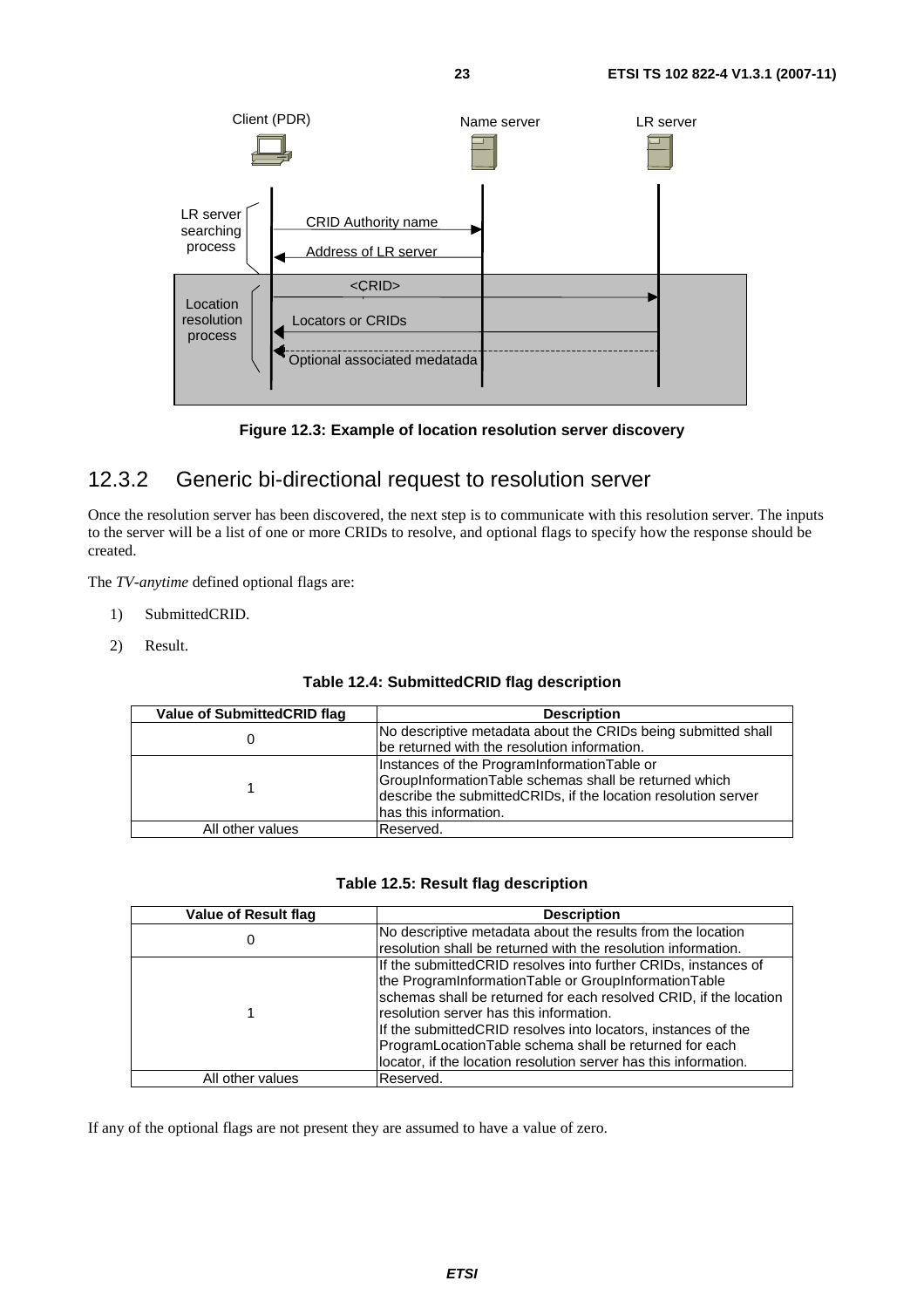Figure 12.3: Example of location resolution server discovery

## 12.3.2 Generic bi-directional request to resolution server

Once the resolution server has been discovered, the next step is to communicate with this resolution server. The inputs to the server will be a list of one or more CRIDs to resolve, and optional flags to specify how the response should be created.

The *TV-anytime* defined optional flags are:

1) SubmittedCRID.

2) Result.

**Table 12.4: SubmittedCRID flag description**

| Value of SubmittedCRID flag | Description |
|---|---|
| 0 | No descriptive metadata about the CRIDs being submitted shall be returned with the resolution information. |
| 1 | Instances of the ProgramInformationTable or GroupInformationTable schemas shall be returned which describe the submittedCRIDs, if the location resolution server has this information. |
| All other values | Reserved. |

**Table 12.5: Result flag description**

| Value of Result flag | Description |
|---|---|
| 0 | No descriptive metadata about the results from the location resolution shall be returned with the resolution information. |
| 1 | If the submittedCRID resolves into further CRIDs, instances of the ProgramInformationTable or GroupInformationTable schemas shall be returned for each resolved CRID, if the location resolution server has this information.<br>If the submittedCRID resolves into locators, instances of the ProgramLocationTable schema shall be returned for each locator, if the location resolution server has this information. |
| All other values | Reserved. |

If any of the optional flags are not present they are assumed to have a value of zero.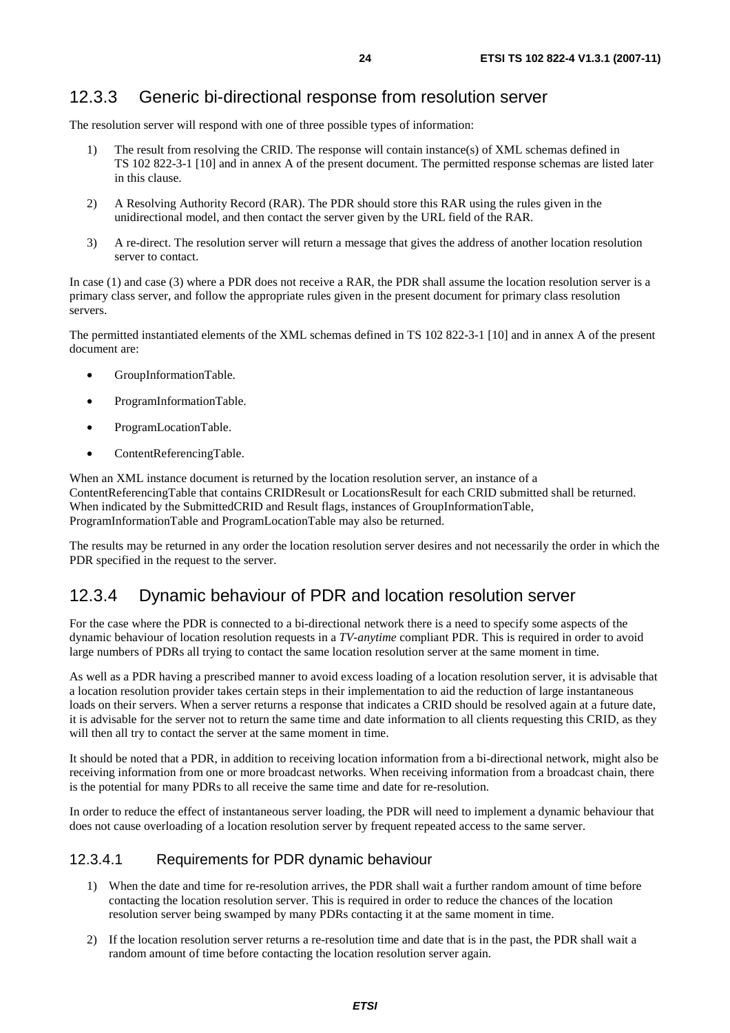## 12.3.3 Generic bi-directional response from resolution server

The resolution server will respond with one of three possible types of information:

1) The result from resolving the CRID. The response will contain instance(s) of XML schemas defined in TS 102 822-3-1 [10] and in annex A of the present document. The permitted response schemas are listed later in this clause.

2) A Resolving Authority Record (RAR). The PDR should store this RAR using the rules given in the unidirectional model, and then contact the server given by the URL field of the RAR.

3) A re-direct. The resolution server will return a message that gives the address of another location resolution server to contact.

In case (1) and case (3) where a PDR does not receive a RAR, the PDR shall assume the location resolution server is a primary class server, and follow the appropriate rules given in the present document for primary class resolution servers.

The permitted instantiated elements of the XML schemas defined in TS 102 822-3-1 [10] and in annex A of the present document are:

- GroupInformationTable.
- ProgramInformationTable.
- ProgramLocationTable.
- ContentReferencingTable.

When an XML instance document is returned by the location resolution server, an instance of a ContentReferencingTable that contains CRIDResult or LocationsResult for each CRID submitted shall be returned. When indicated by the SubmittedCRID and Result flags, instances of GroupInformationTable, ProgramInformationTable and ProgramLocationTable may also be returned.

The results may be returned in any order the location resolution server desires and not necessarily the order in which the PDR specified in the request to the server.

## 12.3.4 Dynamic behaviour of PDR and location resolution server

For the case where the PDR is connected to a bi-directional network there is a need to specify some aspects of the dynamic behaviour of location resolution requests in a *TV-anytime* compliant PDR. This is required in order to avoid large numbers of PDRs all trying to contact the same location resolution server at the same moment in time.

As well as a PDR having a prescribed manner to avoid excess loading of a location resolution server, it is advisable that a location resolution provider takes certain steps in their implementation to aid the reduction of large instantaneous loads on their servers. When a server returns a response that indicates a CRID should be resolved again at a future date, it is advisable for the server not to return the same time and date information to all clients requesting this CRID, as they will then all try to contact the server at the same moment in time.

It should be noted that a PDR, in addition to receiving location information from a bi-directional network, might also be receiving information from one or more broadcast networks. When receiving information from a broadcast chain, there is the potential for many PDRs to all receive the same time and date for re-resolution.

In order to reduce the effect of instantaneous server loading, the PDR will need to implement a dynamic behaviour that does not cause overloading of a location resolution server by frequent repeated access to the same server.

### 12.3.4.1 Requirements for PDR dynamic behaviour

1) When the date and time for re-resolution arrives, the PDR shall wait a further random amount of time before contacting the location resolution server. This is required in order to reduce the chances of the location resolution server being swamped by many PDRs contacting it at the same moment in time.

2) If the location resolution server returns a re-resolution time and date that is in the past, the PDR shall wait a random amount of time before contacting the location resolution server again.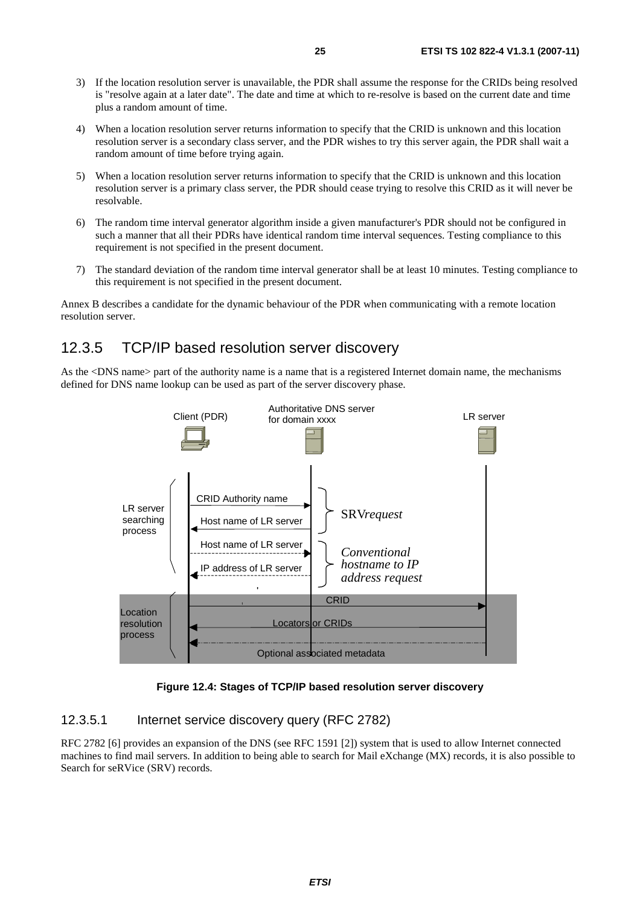3) If the location resolution server is unavailable, the PDR shall assume the response for the CRIDs being resolved is "resolve again at a later date". The date and time at which to re-resolve is based on the current date and time plus a random amount of time.

4) When a location resolution server returns information to specify that the CRID is unknown and this location resolution server is a secondary class server, and the PDR wishes to try this server again, the PDR shall wait a random amount of time before trying again.

5) When a location resolution server returns information to specify that the CRID is unknown and this location resolution server is a primary class server, the PDR should cease trying to resolve this CRID as it will never be resolvable.

6) The random time interval generator algorithm inside a given manufacturer's PDR should not be configured in such a manner that all their PDRs have identical random time interval sequences. Testing compliance to this requirement is not specified in the present document.

7) The standard deviation of the random time interval generator shall be at least 10 minutes. Testing compliance to this requirement is not specified in the present document.

Annex B describes a candidate for the dynamic behaviour of the PDR when communicating with a remote location resolution server.

## 12.3.5 TCP/IP based resolution server discovery

As the <DNS name> part of the authority name is a name that is a registered Internet domain name, the mechanisms defined for DNS name lookup can be used as part of the server discovery phase.

**Figure 12.4: Stages of TCP/IP based resolution server discovery**

### 12.3.5.1 Internet service discovery query (RFC 2782)

RFC 2782 [6] provides an expansion of the DNS (see RFC 1591 [2]) system that is used to allow Internet connected machines to find mail servers. In addition to being able to search for Mail eXchange (MX) records, it is also possible to Search for seRVice (SRV) records.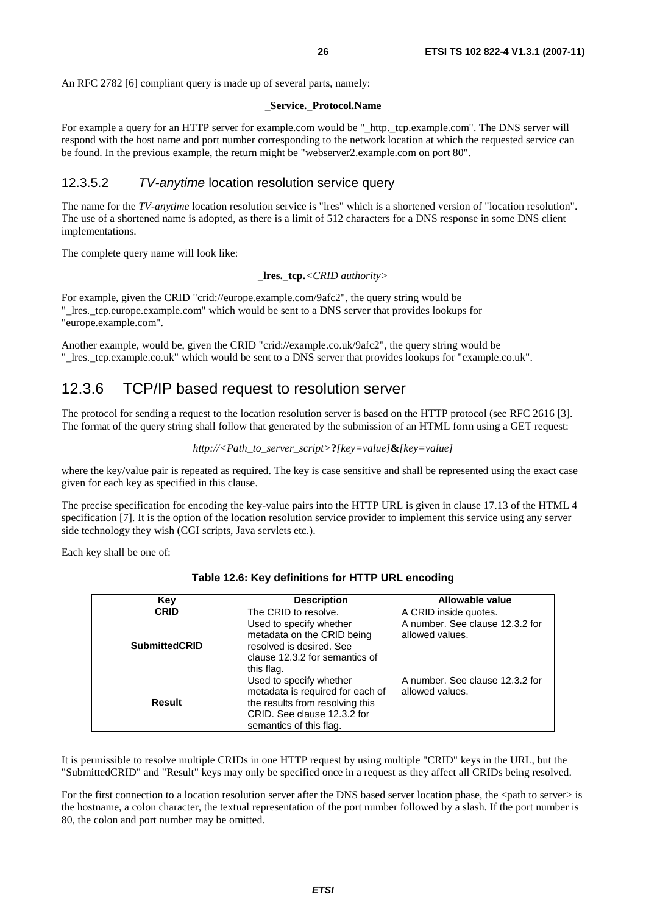An RFC 2782 [6] compliant query is made up of several parts, namely:

**_Service._Protocol.Name**

For example a query for an HTTP server for example.com would be "_http._tcp.example.com". The DNS server will respond with the host name and port number corresponding to the network location at which the requested service can be found. In the previous example, the return might be "webserver2.example.com on port 80".

#### 12.3.5.2 *TV-anytime* location resolution service query

The name for the *TV-anytime* location resolution service is "lres" which is a shortened version of "location resolution". The use of a shortened name is adopted, as there is a limit of 512 characters for a DNS response in some DNS client implementations.

The complete query name will look like:

**_lres._tcp.**<*CRID authority*>

For example, given the CRID "crid://europe.example.com/9afc2", the query string would be "_lres._tcp.europe.example.com" which would be sent to a DNS server that provides lookups for "europe.example.com".

Another example, would be, given the CRID "crid://example.co.uk/9afc2", the query string would be "_lres._tcp.example.co.uk" which would be sent to a DNS server that provides lookups for "example.co.uk".

### 12.3.6 TCP/IP based request to resolution server

The protocol for sending a request to the location resolution server is based on the HTTP protocol (see RFC 2616 [3]. The format of the query string shall follow that generated by the submission of an HTML form using a GET request:

*http://<Path_to_server_script>***?***[key=value]***&***[key=value]*

where the key/value pair is repeated as required. The key is case sensitive and shall be represented using the exact case given for each key as specified in this clause.

The precise specification for encoding the key-value pairs into the HTTP URL is given in clause 17.13 of the HTML 4 specification [7]. It is the option of the location resolution service provider to implement this service using any server side technology they wish (CGI scripts, Java servlets etc.).

Each key shall be one of:

**Table 12.6: Key definitions for HTTP URL encoding**

| Key | Description | Allowable value |
|---|---|---|
| **CRID** | The CRID to resolve. | A CRID inside quotes. |
| **SubmittedCRID** | Used to specify whether metadata on the CRID being resolved is desired. See clause 12.3.2 for semantics of this flag. | A number. See clause 12.3.2 for allowed values. |
| **Result** | Used to specify whether metadata is required for each of the results from resolving this CRID. See clause 12.3.2 for semantics of this flag. | A number. See clause 12.3.2 for allowed values. |

It is permissible to resolve multiple CRIDs in one HTTP request by using multiple "CRID" keys in the URL, but the "SubmittedCRID" and "Result" keys may only be specified once in a request as they affect all CRIDs being resolved.

For the first connection to a location resolution server after the DNS based server location phase, the <path to server> is the hostname, a colon character, the textual representation of the port number followed by a slash. If the port number is 80, the colon and port number may be omitted.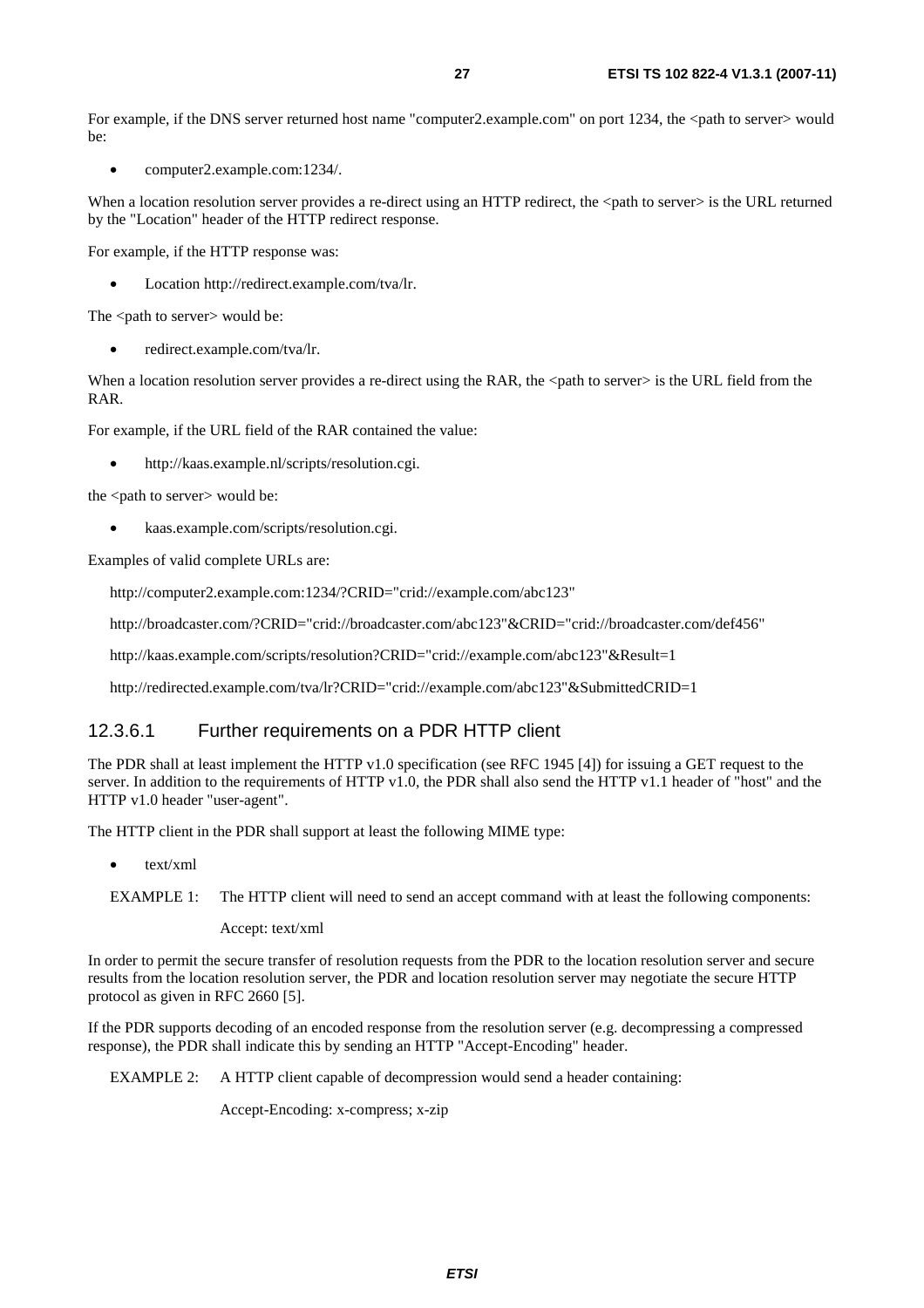For example, if the DNS server returned host name "computer2.example.com" on port 1234, the <path to server> would be:

- computer2.example.com:1234/.

When a location resolution server provides a re-direct using an HTTP redirect, the <path to server> is the URL returned by the "Location" header of the HTTP redirect response.

For example, if the HTTP response was:

- Location http://redirect.example.com/tva/lr.

The <path to server> would be:

- redirect.example.com/tva/lr.

When a location resolution server provides a re-direct using the RAR, the <path to server> is the URL field from the RAR.

For example, if the URL field of the RAR contained the value:

- http://kaas.example.nl/scripts/resolution.cgi.

the <path to server> would be:

- kaas.example.com/scripts/resolution.cgi.

Examples of valid complete URLs are:

http://computer2.example.com:1234/?CRID="crid://example.com/abc123"

http://broadcaster.com/?CRID="crid://broadcaster.com/abc123"&CRID="crid://broadcaster.com/def456"

http://kaas.example.com/scripts/resolution?CRID="crid://example.com/abc123"&Result=1

http://redirected.example.com/tva/lr?CRID="crid://example.com/abc123"&SubmittedCRID=1

#### 12.3.6.1 Further requirements on a PDR HTTP client

The PDR shall at least implement the HTTP v1.0 specification (see RFC 1945 [4]) for issuing a GET request to the server. In addition to the requirements of HTTP v1.0, the PDR shall also send the HTTP v1.1 header of "host" and the HTTP v1.0 header "user-agent".

The HTTP client in the PDR shall support at least the following MIME type:

- text/xml

EXAMPLE 1: The HTTP client will need to send an accept command with at least the following components:

Accept: text/xml

In order to permit the secure transfer of resolution requests from the PDR to the location resolution server and secure results from the location resolution server, the PDR and location resolution server may negotiate the secure HTTP protocol as given in RFC 2660 [5].

If the PDR supports decoding of an encoded response from the resolution server (e.g. decompressing a compressed response), the PDR shall indicate this by sending an HTTP "Accept-Encoding" header.

EXAMPLE 2: A HTTP client capable of decompression would send a header containing:

Accept-Encoding: x-compress; x-zip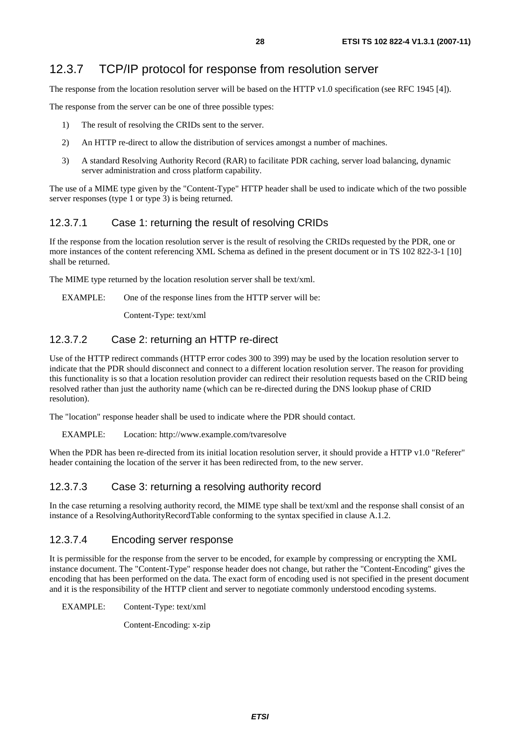## 12.3.7 TCP/IP protocol for response from resolution server

The response from the location resolution server will be based on the HTTP v1.0 specification (see RFC 1945 [4]).

The response from the server can be one of three possible types:

1) The result of resolving the CRIDs sent to the server.

2) An HTTP re-direct to allow the distribution of services amongst a number of machines.

3) A standard Resolving Authority Record (RAR) to facilitate PDR caching, server load balancing, dynamic server administration and cross platform capability.

The use of a MIME type given by the "Content-Type" HTTP header shall be used to indicate which of the two possible server responses (type 1 or type 3) is being returned.

### 12.3.7.1 Case 1: returning the result of resolving CRIDs

If the response from the location resolution server is the result of resolving the CRIDs requested by the PDR, one or more instances of the content referencing XML Schema as defined in the present document or in TS 102 822-3-1 [10] shall be returned.

The MIME type returned by the location resolution server shall be text/xml.

EXAMPLE: One of the response lines from the HTTP server will be:

Content-Type: text/xml

### 12.3.7.2 Case 2: returning an HTTP re-direct

Use of the HTTP redirect commands (HTTP error codes 300 to 399) may be used by the location resolution server to indicate that the PDR should disconnect and connect to a different location resolution server. The reason for providing this functionality is so that a location resolution provider can redirect their resolution requests based on the CRID being resolved rather than just the authority name (which can be re-directed during the DNS lookup phase of CRID resolution).

The "location" response header shall be used to indicate where the PDR should contact.

EXAMPLE: Location: http://www.example.com/tvaresolve

When the PDR has been re-directed from its initial location resolution server, it should provide a HTTP v1.0 "Referer" header containing the location of the server it has been redirected from, to the new server.

### 12.3.7.3 Case 3: returning a resolving authority record

In the case returning a resolving authority record, the MIME type shall be text/xml and the response shall consist of an instance of a ResolvingAuthorityRecordTable conforming to the syntax specified in clause A.1.2.

### 12.3.7.4 Encoding server response

It is permissible for the response from the server to be encoded, for example by compressing or encrypting the XML instance document. The "Content-Type" response header does not change, but rather the "Content-Encoding" gives the encoding that has been performed on the data. The exact form of encoding used is not specified in the present document and it is the responsibility of the HTTP client and server to negotiate commonly understood encoding systems.

EXAMPLE: Content-Type: text/xml

Content-Encoding: x-zip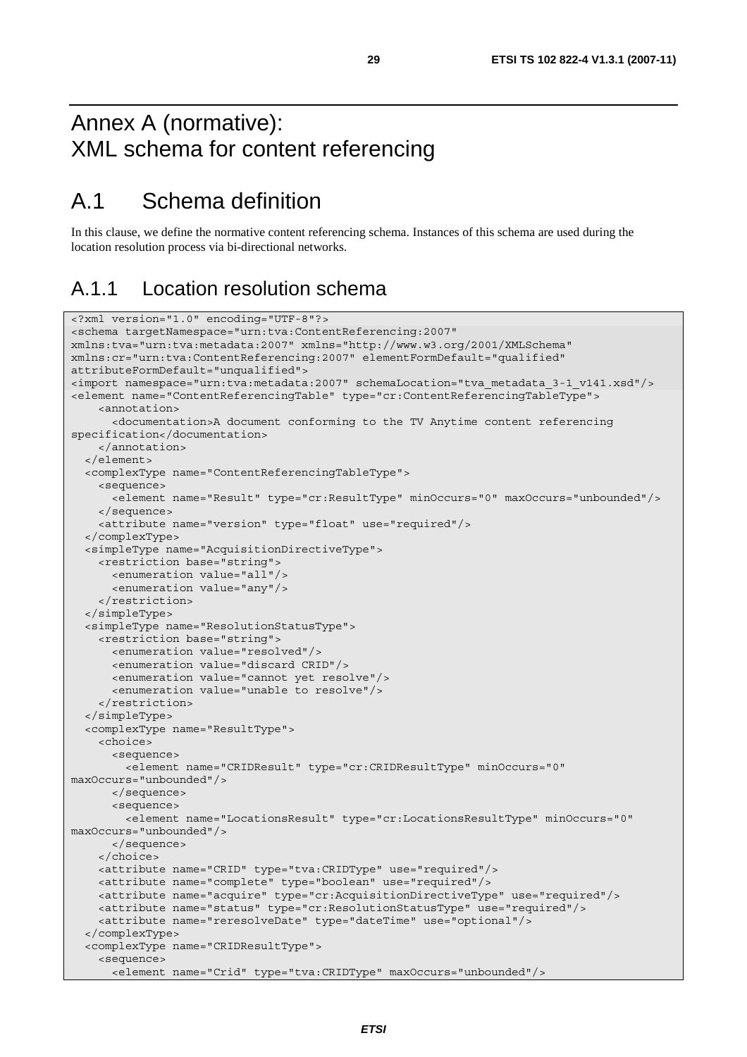# Annex A (normative): XML schema for content referencing

## A.1 Schema definition

In this clause, we define the normative content referencing schema. Instances of this schema are used during the location resolution process via bi-directional networks.

### A.1.1 Location resolution schema

```
<?xml version="1.0" encoding="UTF-8"?>
<schema targetNamespace="urn:tva:ContentReferencing:2007"
xmlns:tva="urn:tva:metadata:2007" xmlns="http://www.w3.org/2001/XMLSchema"
xmlns:cr="urn:tva:ContentReferencing:2007" elementFormDefault="qualified"
attributeFormDefault="unqualified">
<import namespace="urn:tva:metadata:2007" schemaLocation="tva_metadata_3-1_v141.xsd"/>
<element name="ContentReferencingTable" type="cr:ContentReferencingTableType">
    <annotation>
      <documentation>A document conforming to the TV Anytime content referencing
specification</documentation>
    </annotation>
  </element>
  <complexType name="ContentReferencingTableType">
    <sequence>
      <element name="Result" type="cr:ResultType" minOccurs="0" maxOccurs="unbounded"/>
    </sequence>
    <attribute name="version" type="float" use="required"/>
  </complexType>
  <simpleType name="AcquisitionDirectiveType">
    <restriction base="string">
      <enumeration value="all"/>
      <enumeration value="any"/>
    </restriction>
  </simpleType>
  <simpleType name="ResolutionStatusType">
    <restriction base="string">
      <enumeration value="resolved"/>
      <enumeration value="discard CRID"/>
      <enumeration value="cannot yet resolve"/>
      <enumeration value="unable to resolve"/>
    </restriction>
  </simpleType>
  <complexType name="ResultType">
    <choice>
      <sequence>
        <element name="CRIDResult" type="cr:CRIDResultType" minOccurs="0"
maxOccurs="unbounded"/>
      </sequence>
      <sequence>
        <element name="LocationsResult" type="cr:LocationsResultType" minOccurs="0"
maxOccurs="unbounded"/>
      </sequence>
    </choice>
    <attribute name="CRID" type="tva:CRIDType" use="required"/>
    <attribute name="complete" type="boolean" use="required"/>
    <attribute name="acquire" type="cr:AcquisitionDirectiveType" use="required"/>
    <attribute name="status" type="cr:ResolutionStatusType" use="required"/>
    <attribute name="reresolveDate" type="dateTime" use="optional"/>
  </complexType>
  <complexType name="CRIDResultType">
    <sequence>
      <element name="Crid" type="tva:CRIDType" maxOccurs="unbounded"/>
```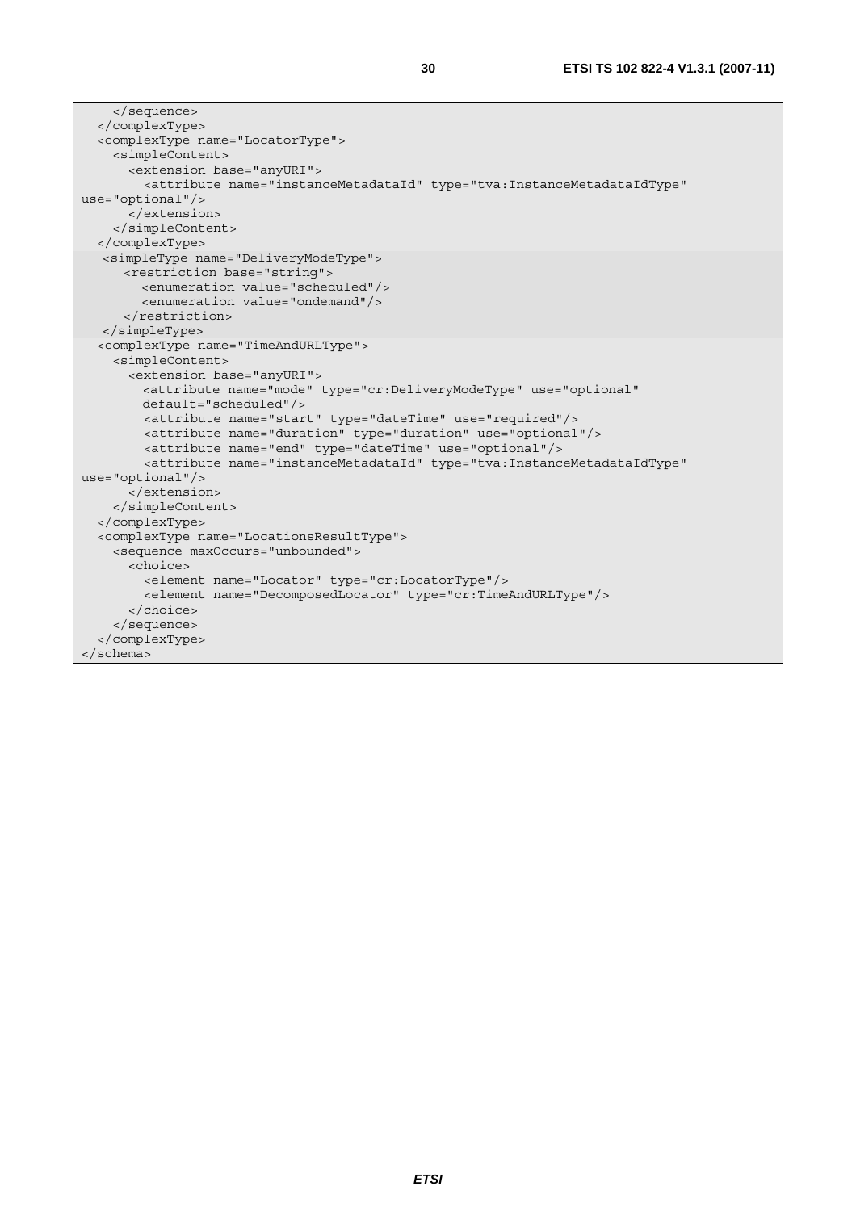```
    </sequence>
  </complexType>
  <complexType name="LocatorType">
    <simpleContent>
      <extension base="anyURI">
        <attribute name="instanceMetadataId" type="tva:InstanceMetadataIdType"
use="optional"/>
      </extension>
    </simpleContent>
  </complexType>
   <simpleType name="DeliveryModeType">
     <restriction base="string">
       <enumeration value="scheduled"/>
       <enumeration value="ondemand"/>
     </restriction>
   </simpleType>
  <complexType name="TimeAndURLType">
    <simpleContent>
      <extension base="anyURI">
        <attribute name="mode" type="cr:DeliveryModeType" use="optional"
        default="scheduled"/>
        <attribute name="start" type="dateTime" use="required"/>
        <attribute name="duration" type="duration" use="optional"/>
        <attribute name="end" type="dateTime" use="optional"/>
        <attribute name="instanceMetadataId" type="tva:InstanceMetadataIdType"
use="optional"/>
      </extension>
    </simpleContent>
  </complexType>
  <complexType name="LocationsResultType">
    <sequence maxOccurs="unbounded">
      <choice>
        <element name="Locator" type="cr:LocatorType"/>
        <element name="DecomposedLocator" type="cr:TimeAndURLType"/>
      </choice>
    </sequence>
  </complexType>
</schema>
```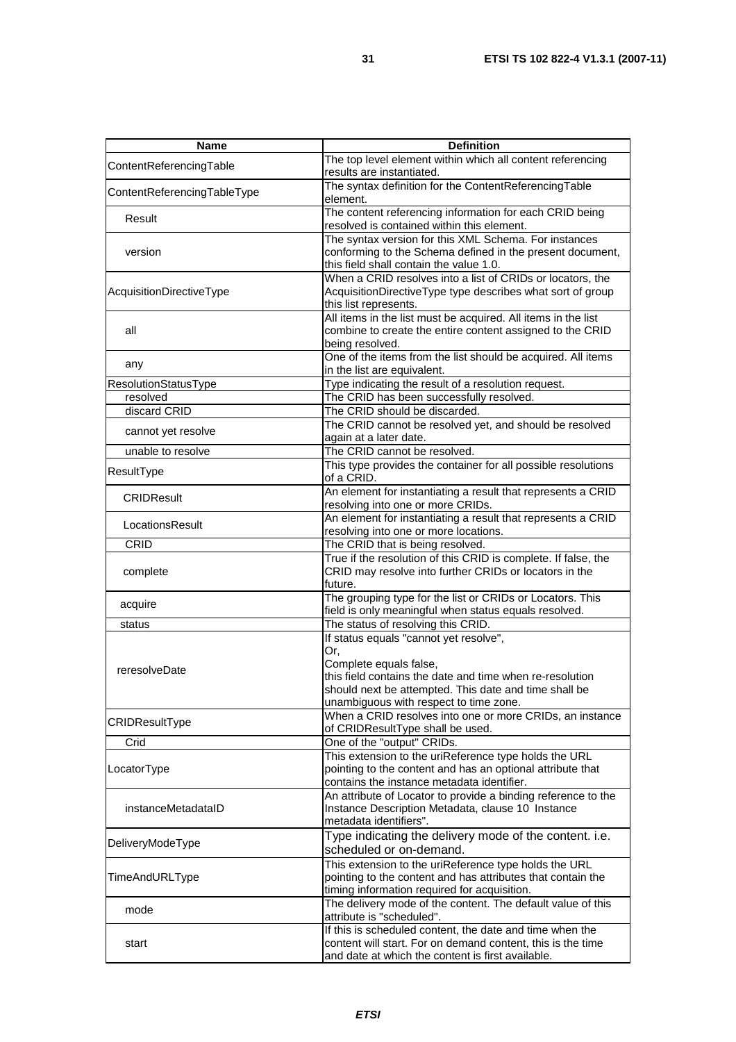| Name | Definition |
|---|---|
| ContentReferencingTable | The top level element within which all content referencing results are instantiated. |
| ContentReferencingTableType | The syntax definition for the ContentReferencingTable element. |
| Result | The content referencing information for each CRID being resolved is contained within this element. |
| version | The syntax version for this XML Schema. For instances conforming to the Schema defined in the present document, this field shall contain the value 1.0. |
| AcquisitionDirectiveType | When a CRID resolves into a list of CRIDs or locators, the AcquisitionDirectiveType type describes what sort of group this list represents. |
| all | All items in the list must be acquired. All items in the list combine to create the entire content assigned to the CRID being resolved. |
| any | One of the items from the list should be acquired. All items in the list are equivalent. |
| ResolutionStatusType | Type indicating the result of a resolution request. |
| resolved | The CRID has been successfully resolved. |
| discard CRID | The CRID should be discarded. |
| cannot yet resolve | The CRID cannot be resolved yet, and should be resolved again at a later date. |
| unable to resolve | The CRID cannot be resolved. |
| ResultType | This type provides the container for all possible resolutions of a CRID. |
| CRIDResult | An element for instantiating a result that represents a CRID resolving into one or more CRIDs. |
| LocationsResult | An element for instantiating a result that represents a CRID resolving into one or more locations. |
| CRID | The CRID that is being resolved. |
| complete | True if the resolution of this CRID is complete. If false, the CRID may resolve into further CRIDs or locators in the future. |
| acquire | The grouping type for the list or CRIDs or Locators. This field is only meaningful when status equals resolved. |
| status | The status of resolving this CRID. |
| reresolveDate | If status equals "cannot yet resolve",<br>Or,<br>Complete equals false,<br>this field contains the date and time when re-resolution should next be attempted. This date and time shall be unambiguous with respect to time zone. |
| CRIDResultType | When a CRID resolves into one or more CRIDs, an instance of CRIDResultType shall be used. |
| Crid | One of the "output" CRIDs. |
| LocatorType | This extension to the uriReference type holds the URL pointing to the content and has an optional attribute that contains the instance metadata identifier. |
| instanceMetadataID | An attribute of Locator to provide a binding reference to the Instance Description Metadata, clause 10 Instance metadata identifiers". |
| DeliveryModeType | Type indicating the delivery mode of the content. i.e. scheduled or on-demand. |
| TimeAndURLType | This extension to the uriReference type holds the URL pointing to the content and has attributes that contain the timing information required for acquisition. |
| mode | The delivery mode of the content. The default value of this attribute is "scheduled". |
| start | If this is scheduled content, the date and time when the content will start. For on demand content, this is the time and date at which the content is first available. |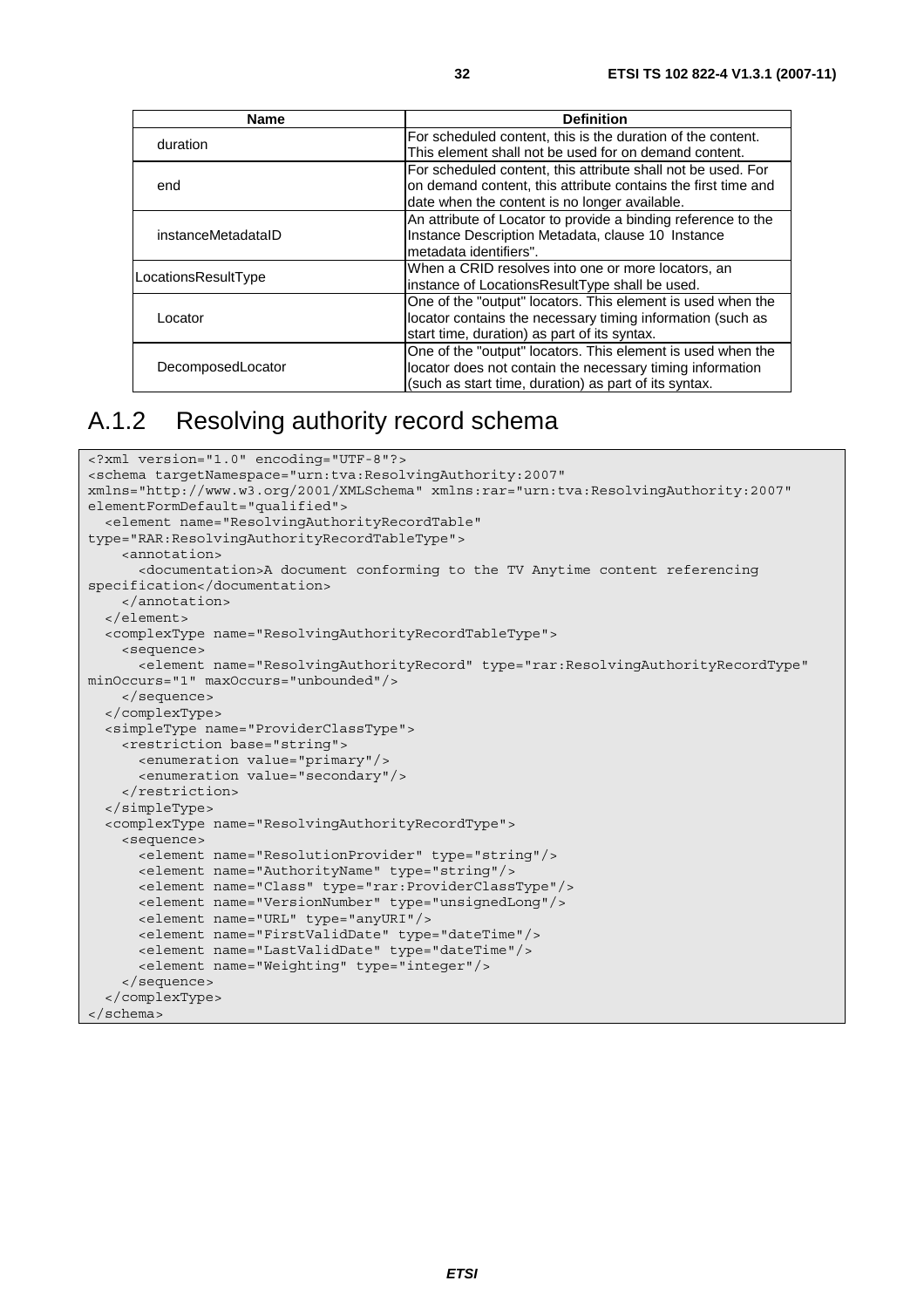| Name | Definition |
| --- | --- |
| duration | For scheduled content, this is the duration of the content. This element shall not be used for on demand content. |
| end | For scheduled content, this attribute shall not be used. For on demand content, this attribute contains the first time and date when the content is no longer available. |
| instanceMetadataID | An attribute of Locator to provide a binding reference to the Instance Description Metadata, clause 10 Instance metadata identifiers". |
| LocationsResultType | When a CRID resolves into one or more locators, an instance of LocationsResultType shall be used. |
| Locator | One of the "output" locators. This element is used when the locator contains the necessary timing information (such as start time, duration) as part of its syntax. |
| DecomposedLocator | One of the "output" locators. This element is used when the locator does not contain the necessary timing information (such as start time, duration) as part of its syntax. |

## A.1.2 Resolving authority record schema

```
<?xml version="1.0" encoding="UTF-8"?>
<schema targetNamespace="urn:tva:ResolvingAuthority:2007"
xmlns="http://www.w3.org/2001/XMLSchema" xmlns:rar="urn:tva:ResolvingAuthority:2007"
elementFormDefault="qualified">
  <element name="ResolvingAuthorityRecordTable"
type="RAR:ResolvingAuthorityRecordTableType">
    <annotation>
      <documentation>A document conforming to the TV Anytime content referencing
specification</documentation>
    </annotation>
  </element>
  <complexType name="ResolvingAuthorityRecordTableType">
    <sequence>
      <element name="ResolvingAuthorityRecord" type="rar:ResolvingAuthorityRecordType"
minOccurs="1" maxOccurs="unbounded"/>
    </sequence>
  </complexType>
  <simpleType name="ProviderClassType">
    <restriction base="string">
      <enumeration value="primary"/>
      <enumeration value="secondary"/>
    </restriction>
  </simpleType>
  <complexType name="ResolvingAuthorityRecordType">
    <sequence>
      <element name="ResolutionProvider" type="string"/>
      <element name="AuthorityName" type="string"/>
      <element name="Class" type="rar:ProviderClassType"/>
      <element name="VersionNumber" type="unsignedLong"/>
      <element name="URL" type="anyURI"/>
      <element name="FirstValidDate" type="dateTime"/>
      <element name="LastValidDate" type="dateTime"/>
      <element name="Weighting" type="integer"/>
    </sequence>
  </complexType>
</schema>
```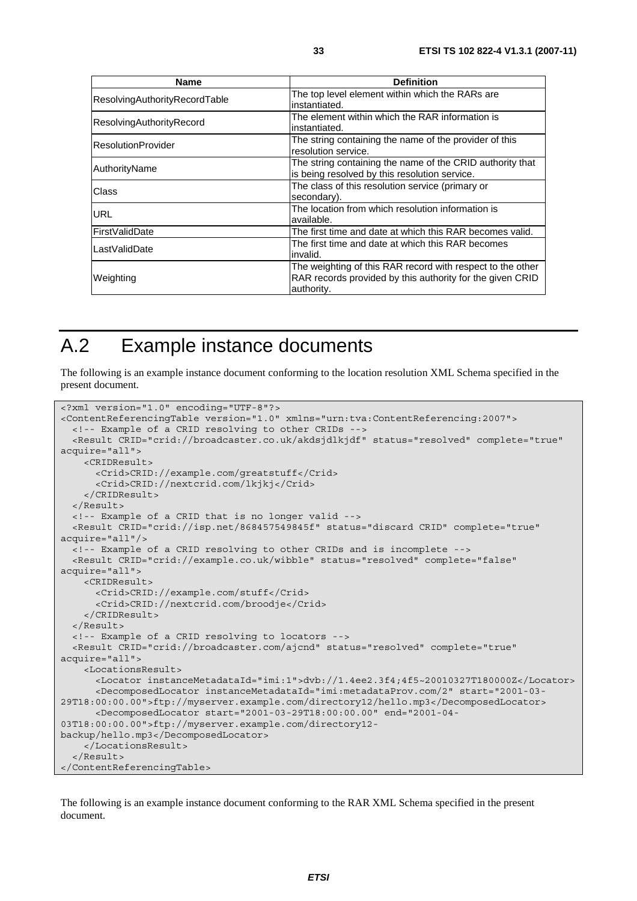| Name | Definition |
|---|---|
| ResolvingAuthorityRecordTable | The top level element within which the RARs are instantiated. |
| ResolvingAuthorityRecord | The element within which the RAR information is instantiated. |
| ResolutionProvider | The string containing the name of the provider of this resolution service. |
| AuthorityName | The string containing the name of the CRID authority that is being resolved by this resolution service. |
| Class | The class of this resolution service (primary or secondary). |
| URL | The location from which resolution information is available. |
| FirstValidDate | The first time and date at which this RAR becomes valid. |
| LastValidDate | The first time and date at which this RAR becomes invalid. |
| Weighting | The weighting of this RAR record with respect to the other RAR records provided by this authority for the given CRID authority. |

# A.2 Example instance documents

The following is an example instance document conforming to the location resolution XML Schema specified in the present document.

```
<?xml version="1.0" encoding="UTF-8"?>
<ContentReferencingTable version="1.0" xmlns="urn:tva:ContentReferencing:2007">
  <!-- Example of a CRID resolving to other CRIDs -->
  <Result CRID="crid://broadcaster.co.uk/akdsjdlkjdf" status="resolved" complete="true"
acquire="all">
    <CRIDResult>
      <Crid>CRID://example.com/greatstuff</Crid>
      <Crid>CRID://nextcrid.com/lkjkj</Crid>
    </CRIDResult>
  </Result>
  <!-- Example of a CRID that is no longer valid -->
  <Result CRID="crid://isp.net/868457549845f" status="discard CRID" complete="true"
acquire="all"/>
  <!-- Example of a CRID resolving to other CRIDs and is incomplete -->
  <Result CRID="crid://example.co.uk/wibble" status="resolved" complete="false"
acquire="all">
    <CRIDResult>
      <Crid>CRID://example.com/stuff</Crid>
      <Crid>CRID://nextcrid.com/broodje</Crid>
    </CRIDResult>
  </Result>
  <!-- Example of a CRID resolving to locators -->
  <Result CRID="crid://broadcaster.com/ajcnd" status="resolved" complete="true"
acquire="all">
    <LocationsResult>
      <Locator instanceMetadataId="imi:1">dvb://1.4ee2.3f4;4f5~20010327T180000Z</Locator>
      <DecomposedLocator instanceMetadataId="imi:metadataProv.com/2" start="2001-03-
29T18:00:00.00">ftp://myserver.example.com/directory12/hello.mp3</DecomposedLocator>
      <DecomposedLocator start="2001-03-29T18:00:00.00" end="2001-04-
03T18:00:00.00">ftp://myserver.example.com/directory12-
backup/hello.mp3</DecomposedLocator>
    </LocationsResult>
  </Result>
</ContentReferencingTable>
```

The following is an example instance document conforming to the RAR XML Schema specified in the present document.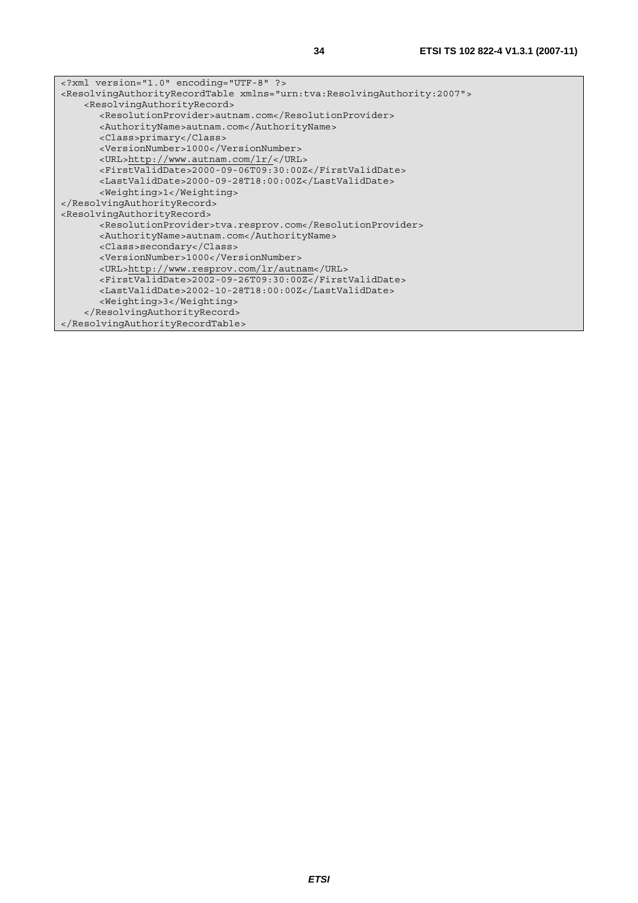```xml
<?xml version="1.0" encoding="UTF-8" ?>
<ResolvingAuthorityRecordTable xmlns="urn:tva:ResolvingAuthority:2007">
    <ResolvingAuthorityRecord>
       <ResolutionProvider>autnam.com</ResolutionProvider>
       <AuthorityName>autnam.com</AuthorityName>
       <Class>primary</Class>
       <VersionNumber>1000</VersionNumber>
       <URL>http://www.autnam.com/lr/</URL>
       <FirstValidDate>2000-09-06T09:30:00Z</FirstValidDate>
       <LastValidDate>2000-09-28T18:00:00Z</LastValidDate>
       <Weighting>1</Weighting>
</ResolvingAuthorityRecord>
<ResolvingAuthorityRecord>
       <ResolutionProvider>tva.resprov.com</ResolutionProvider>
       <AuthorityName>autnam.com</AuthorityName>
       <Class>secondary</Class>
       <VersionNumber>1000</VersionNumber>
       <URL>http://www.resprov.com/lr/autnam</URL>
       <FirstValidDate>2002-09-26T09:30:00Z</FirstValidDate>
       <LastValidDate>2002-10-28T18:00:00Z</LastValidDate>
       <Weighting>3</Weighting>
    </ResolvingAuthorityRecord>
</ResolvingAuthorityRecordTable>
```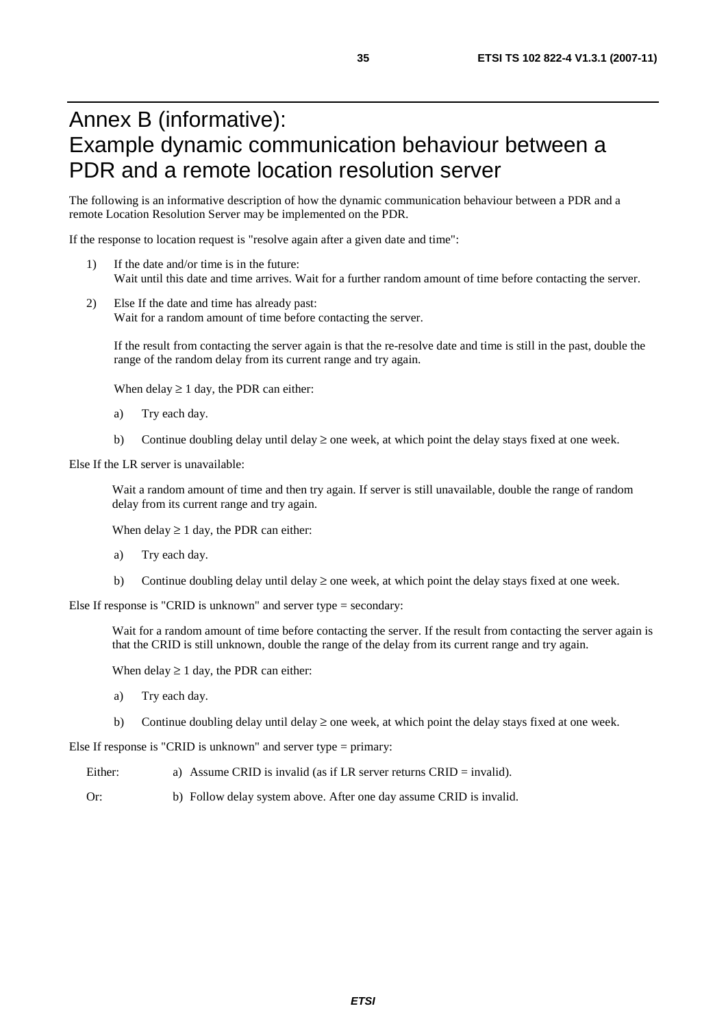# Annex B (informative): Example dynamic communication behaviour between a PDR and a remote location resolution server

The following is an informative description of how the dynamic communication behaviour between a PDR and a remote Location Resolution Server may be implemented on the PDR.

If the response to location request is "resolve again after a given date and time":

1) If the date and/or time is in the future:
   Wait until this date and time arrives. Wait for a further random amount of time before contacting the server.

2) Else If the date and time has already past:
   Wait for a random amount of time before contacting the server.

   If the result from contacting the server again is that the re-resolve date and time is still in the past, double the range of the random delay from its current range and try again.

   When delay $\geq$ 1 day, the PDR can either:

   a) Try each day.

   b) Continue doubling delay until delay $\geq$ one week, at which point the delay stays fixed at one week.

Else If the LR server is unavailable:

Wait a random amount of time and then try again. If server is still unavailable, double the range of random delay from its current range and try again.

When delay $\geq$ 1 day, the PDR can either:

a) Try each day.

b) Continue doubling delay until delay $\geq$ one week, at which point the delay stays fixed at one week.

Else If response is "CRID is unknown" and server type = secondary:

Wait for a random amount of time before contacting the server. If the result from contacting the server again is that the CRID is still unknown, double the range of the delay from its current range and try again.

When delay $\geq$ 1 day, the PDR can either:

a) Try each day.

b) Continue doubling delay until delay $\geq$ one week, at which point the delay stays fixed at one week.

Else If response is "CRID is unknown" and server type = primary:

Either: a) Assume CRID is invalid (as if LR server returns CRID = invalid).

Or: b) Follow delay system above. After one day assume CRID is invalid.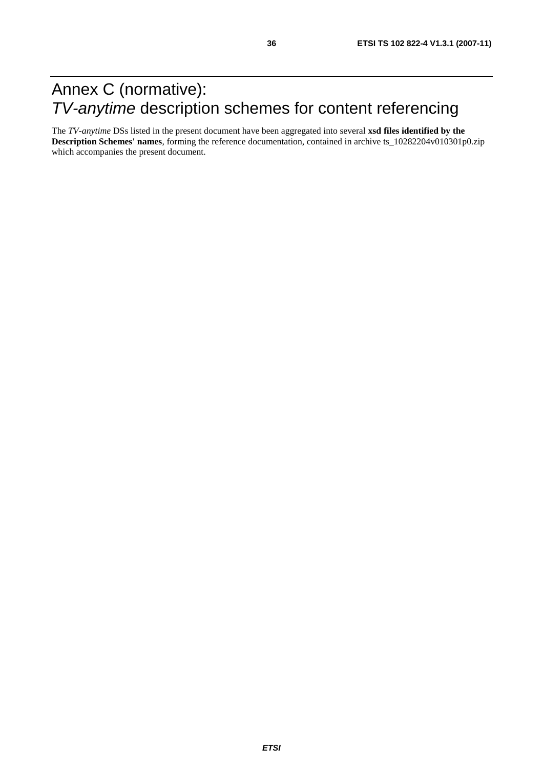# Annex C (normative): *TV-anytime* description schemes for content referencing

The *TV-anytime* DSs listed in the present document have been aggregated into several **xsd files identified by the Description Schemes' names**, forming the reference documentation, contained in archive ts_10282204v010301p0.zip which accompanies the present document.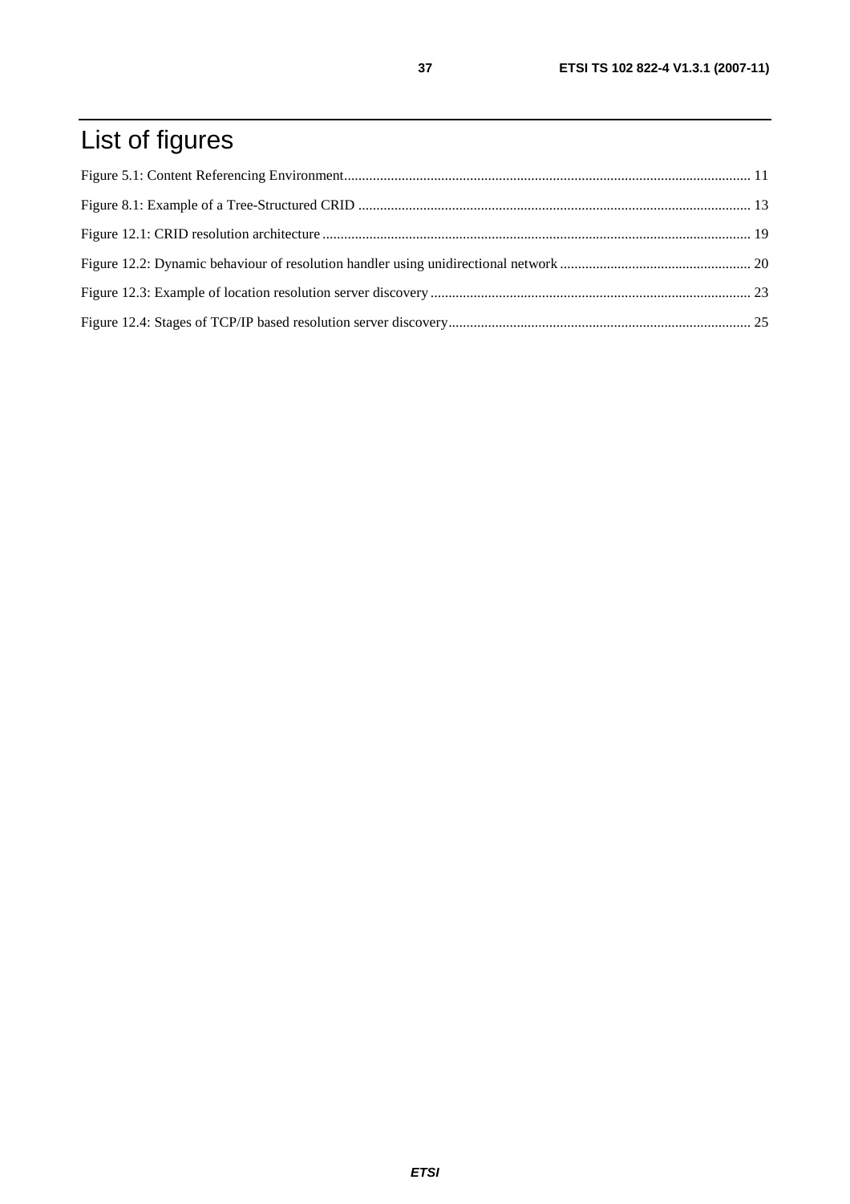# List of figures

Figure 5.1: Content Referencing Environment................................................................................................................ 11

Figure 8.1: Example of a Tree-Structured CRID ............................................................................................................ 13

Figure 12.1: CRID resolution architecture ...................................................................................................................... 19

Figure 12.2: Dynamic behaviour of resolution handler using unidirectional network ..................................................... 20

Figure 12.3: Example of location resolution server discovery ........................................................................................ 23

Figure 12.4: Stages of TCP/IP based resolution server discovery.................................................................................... 25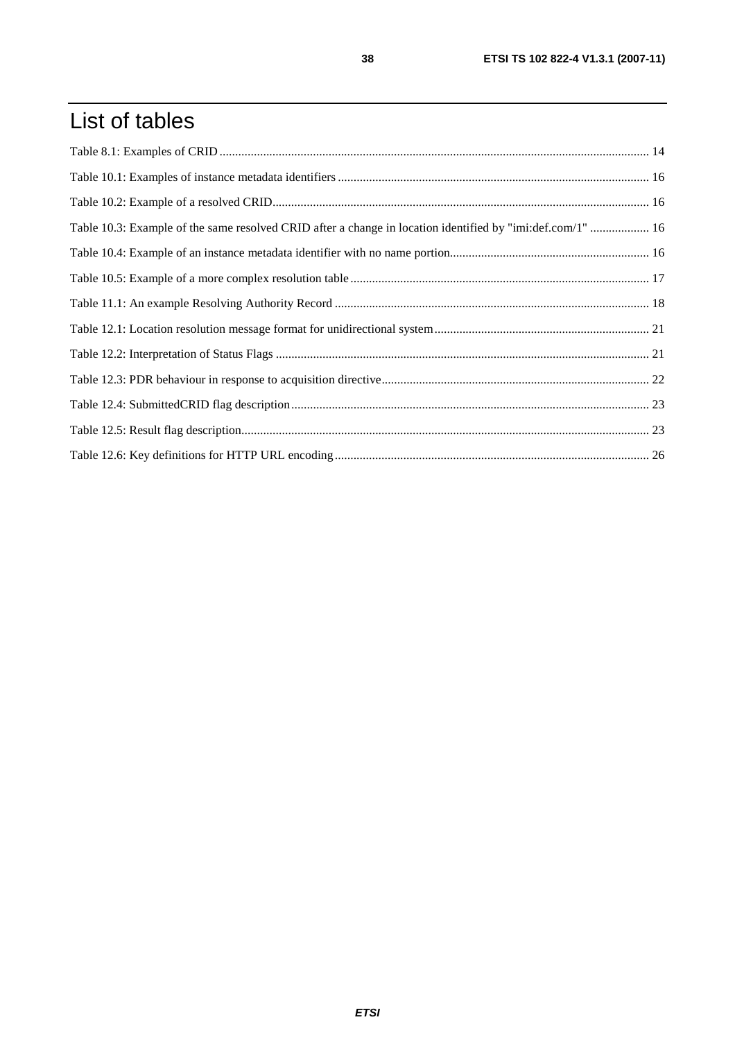# List of tables

Table 8.1: Examples of CRID ......................................................................................................................................... 14

Table 10.1: Examples of instance metadata identifiers ................................................................................................... 16

Table 10.2: Example of a resolved CRID........................................................................................................................ 16

Table 10.3: Example of the same resolved CRID after a change in location identified by "imi:def.com/1" ................... 16

Table 10.4: Example of an instance metadata identifier with no name portion................................................................ 16

Table 10.5: Example of a more complex resolution table ............................................................................................... 17

Table 11.1: An example Resolving Authority Record .................................................................................................... 18

Table 12.1: Location resolution message format for unidirectional system .................................................................... 21

Table 12.2: Interpretation of Status Flags ....................................................................................................................... 21

Table 12.3: PDR behaviour in response to acquisition directive..................................................................................... 22

Table 12.4: SubmittedCRID flag description .................................................................................................................. 23

Table 12.5: Result flag description.................................................................................................................................. 23

Table 12.6: Key definitions for HTTP URL encoding .................................................................................................... 26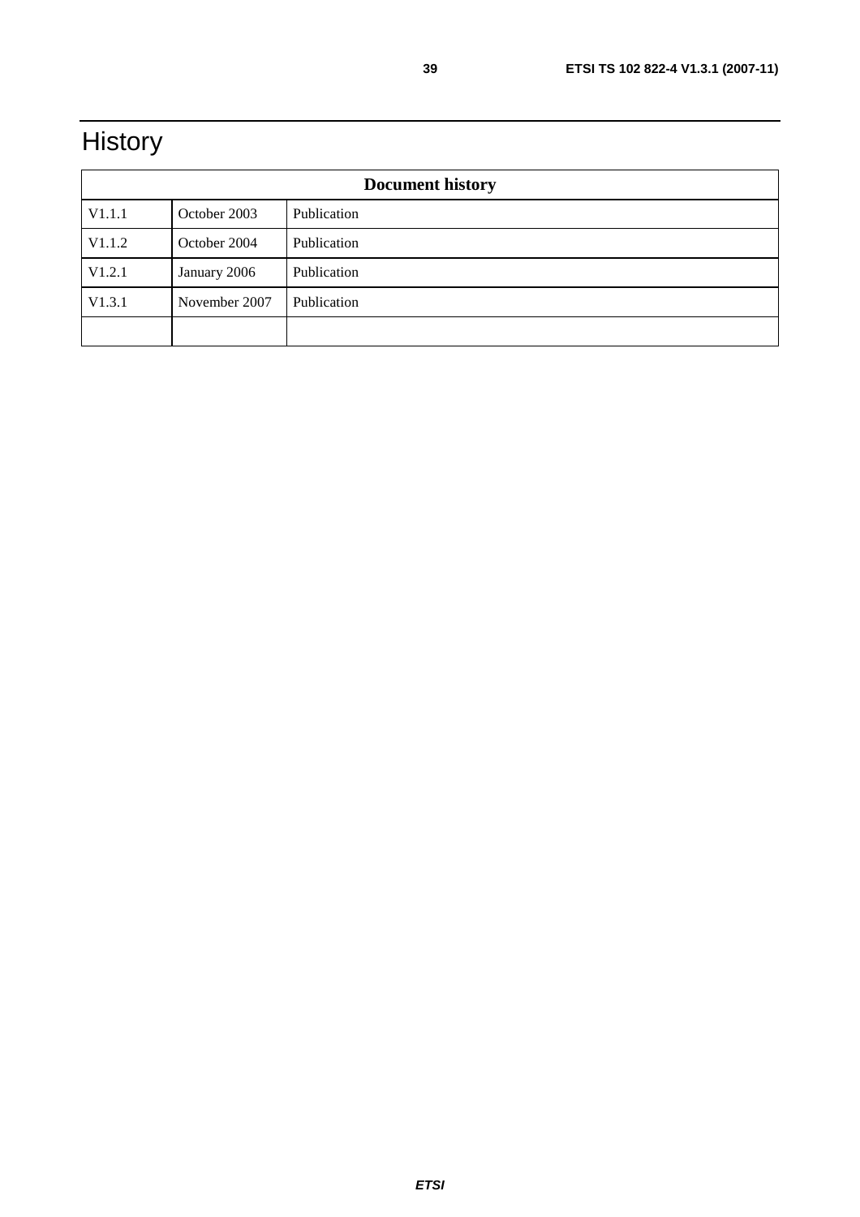# History

| Document history | | |
|---|---|---|
| V1.1.1 | October 2003 | Publication |
| V1.1.2 | October 2004 | Publication |
| V1.2.1 | January 2006 | Publication |
| V1.3.1 | November 2007 | Publication |
| | | |